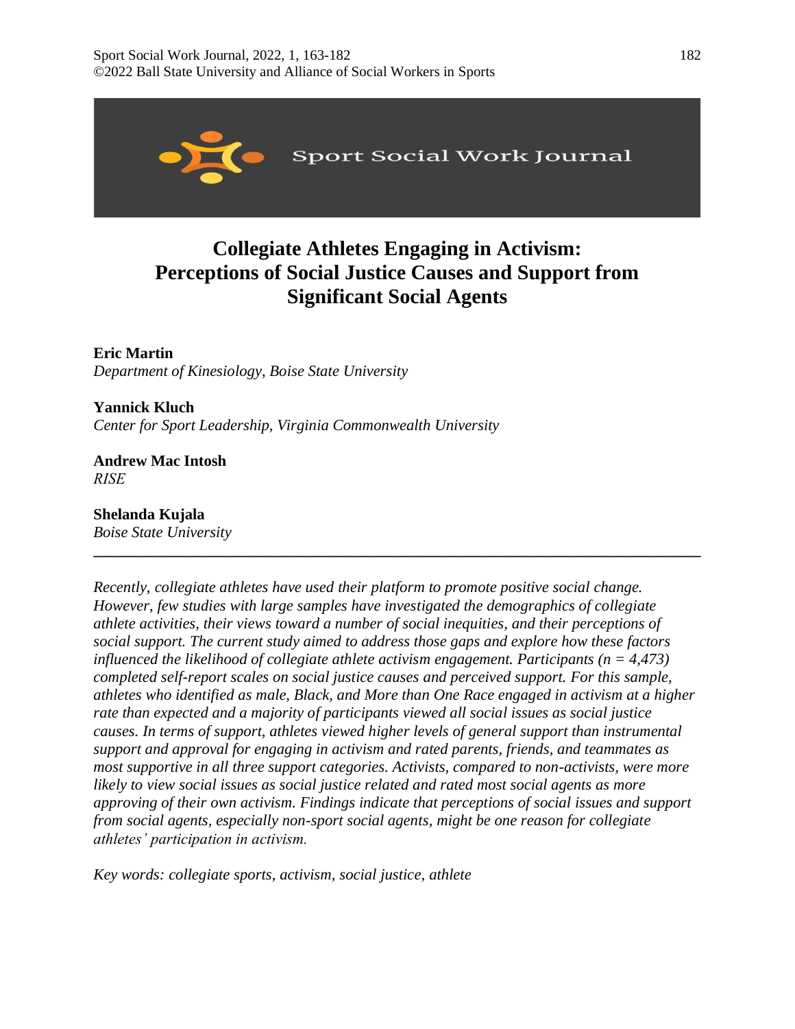# Collegiate Athletes Engaging in Activism: Perceptions of Social Justice Causes and Support from Significant Social Agents

**Eric Martin**
*Department of Kinesiology, Boise State University*

**Yannick Kluch**
*Center for Sport Leadership, Virginia Commonwealth University*

**Andrew Mac Intosh**
*RISE*

**Shelanda Kujala**
*Boise State University*

---

*Recently, collegiate athletes have used their platform to promote positive social change. However, few studies with large samples have investigated the demographics of collegiate athlete activities, their views toward a number of social inequities, and their perceptions of social support. The current study aimed to address those gaps and explore how these factors influenced the likelihood of collegiate athlete activism engagement. Participants (n = 4,473) completed self-report scales on social justice causes and perceived support. For this sample, athletes who identified as male, Black, and More than One Race engaged in activism at a higher rate than expected and a majority of participants viewed all social issues as social justice causes. In terms of support, athletes viewed higher levels of general support than instrumental support and approval for engaging in activism and rated parents, friends, and teammates as most supportive in all three support categories. Activists, compared to non-activists, were more likely to view social issues as social justice related and rated most social agents as more approving of their own activism. Findings indicate that perceptions of social issues and support from social agents, especially non-sport social agents, might be one reason for collegiate athletes' participation in activism.*

*Key words: collegiate sports, activism, social justice, athlete*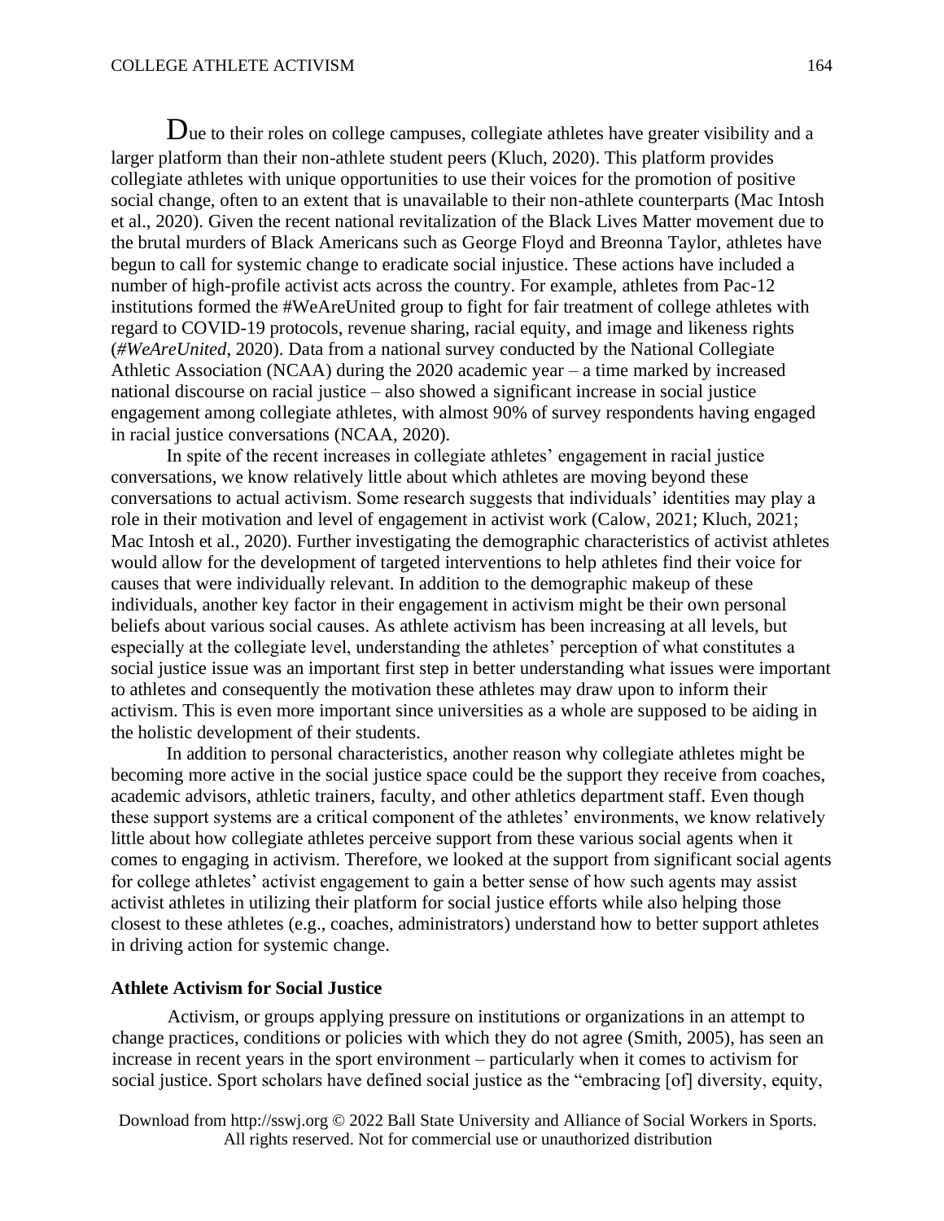Due to their roles on college campuses, collegiate athletes have greater visibility and a larger platform than their non-athlete student peers (Kluch, 2020). This platform provides collegiate athletes with unique opportunities to use their voices for the promotion of positive social change, often to an extent that is unavailable to their non-athlete counterparts (Mac Intosh et al., 2020). Given the recent national revitalization of the Black Lives Matter movement due to the brutal murders of Black Americans such as George Floyd and Breonna Taylor, athletes have begun to call for systemic change to eradicate social injustice. These actions have included a number of high-profile activist acts across the country. For example, athletes from Pac-12 institutions formed the #WeAreUnited group to fight for fair treatment of college athletes with regard to COVID-19 protocols, revenue sharing, racial equity, and image and likeness rights (*#WeAreUnited*, 2020). Data from a national survey conducted by the National Collegiate Athletic Association (NCAA) during the 2020 academic year – a time marked by increased national discourse on racial justice – also showed a significant increase in social justice engagement among collegiate athletes, with almost 90% of survey respondents having engaged in racial justice conversations (NCAA, 2020).

In spite of the recent increases in collegiate athletes' engagement in racial justice conversations, we know relatively little about which athletes are moving beyond these conversations to actual activism. Some research suggests that individuals' identities may play a role in their motivation and level of engagement in activist work (Calow, 2021; Kluch, 2021; Mac Intosh et al., 2020). Further investigating the demographic characteristics of activist athletes would allow for the development of targeted interventions to help athletes find their voice for causes that were individually relevant. In addition to the demographic makeup of these individuals, another key factor in their engagement in activism might be their own personal beliefs about various social causes. As athlete activism has been increasing at all levels, but especially at the collegiate level, understanding the athletes' perception of what constitutes a social justice issue was an important first step in better understanding what issues were important to athletes and consequently the motivation these athletes may draw upon to inform their activism. This is even more important since universities as a whole are supposed to be aiding in the holistic development of their students.

In addition to personal characteristics, another reason why collegiate athletes might be becoming more active in the social justice space could be the support they receive from coaches, academic advisors, athletic trainers, faculty, and other athletics department staff. Even though these support systems are a critical component of the athletes' environments, we know relatively little about how collegiate athletes perceive support from these various social agents when it comes to engaging in activism. Therefore, we looked at the support from significant social agents for college athletes' activist engagement to gain a better sense of how such agents may assist activist athletes in utilizing their platform for social justice efforts while also helping those closest to these athletes (e.g., coaches, administrators) understand how to better support athletes in driving action for systemic change.

## Athlete Activism for Social Justice

Activism, or groups applying pressure on institutions or organizations in an attempt to change practices, conditions or policies with which they do not agree (Smith, 2005), has seen an increase in recent years in the sport environment – particularly when it comes to activism for social justice. Sport scholars have defined social justice as the "embracing [of] diversity, equity,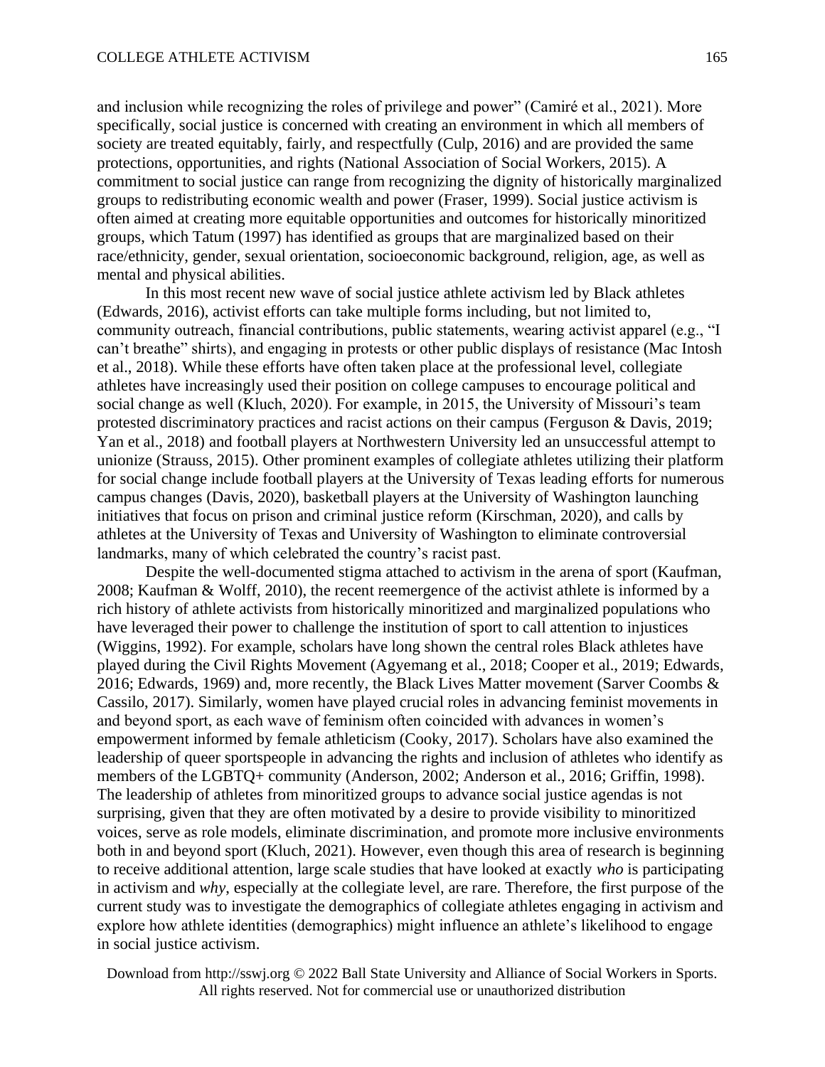and inclusion while recognizing the roles of privilege and power" (Camiré et al., 2021). More specifically, social justice is concerned with creating an environment in which all members of society are treated equitably, fairly, and respectfully (Culp, 2016) and are provided the same protections, opportunities, and rights (National Association of Social Workers, 2015). A commitment to social justice can range from recognizing the dignity of historically marginalized groups to redistributing economic wealth and power (Fraser, 1999). Social justice activism is often aimed at creating more equitable opportunities and outcomes for historically minoritized groups, which Tatum (1997) has identified as groups that are marginalized based on their race/ethnicity, gender, sexual orientation, socioeconomic background, religion, age, as well as mental and physical abilities.

In this most recent new wave of social justice athlete activism led by Black athletes (Edwards, 2016), activist efforts can take multiple forms including, but not limited to, community outreach, financial contributions, public statements, wearing activist apparel (e.g., "I can't breathe" shirts), and engaging in protests or other public displays of resistance (Mac Intosh et al., 2018). While these efforts have often taken place at the professional level, collegiate athletes have increasingly used their position on college campuses to encourage political and social change as well (Kluch, 2020). For example, in 2015, the University of Missouri's team protested discriminatory practices and racist actions on their campus (Ferguson & Davis, 2019; Yan et al., 2018) and football players at Northwestern University led an unsuccessful attempt to unionize (Strauss, 2015). Other prominent examples of collegiate athletes utilizing their platform for social change include football players at the University of Texas leading efforts for numerous campus changes (Davis, 2020), basketball players at the University of Washington launching initiatives that focus on prison and criminal justice reform (Kirschman, 2020), and calls by athletes at the University of Texas and University of Washington to eliminate controversial landmarks, many of which celebrated the country's racist past.

Despite the well-documented stigma attached to activism in the arena of sport (Kaufman, 2008; Kaufman & Wolff, 2010), the recent reemergence of the activist athlete is informed by a rich history of athlete activists from historically minoritized and marginalized populations who have leveraged their power to challenge the institution of sport to call attention to injustices (Wiggins, 1992). For example, scholars have long shown the central roles Black athletes have played during the Civil Rights Movement (Agyemang et al., 2018; Cooper et al., 2019; Edwards, 2016; Edwards, 1969) and, more recently, the Black Lives Matter movement (Sarver Coombs & Cassilo, 2017). Similarly, women have played crucial roles in advancing feminist movements in and beyond sport, as each wave of feminism often coincided with advances in women's empowerment informed by female athleticism (Cooky, 2017). Scholars have also examined the leadership of queer sportspeople in advancing the rights and inclusion of athletes who identify as members of the LGBTQ+ community (Anderson, 2002; Anderson et al., 2016; Griffin, 1998). The leadership of athletes from minoritized groups to advance social justice agendas is not surprising, given that they are often motivated by a desire to provide visibility to minoritized voices, serve as role models, eliminate discrimination, and promote more inclusive environments both in and beyond sport (Kluch, 2021). However, even though this area of research is beginning to receive additional attention, large scale studies that have looked at exactly *who* is participating in activism and *why*, especially at the collegiate level, are rare. Therefore, the first purpose of the current study was to investigate the demographics of collegiate athletes engaging in activism and explore how athlete identities (demographics) might influence an athlete's likelihood to engage in social justice activism.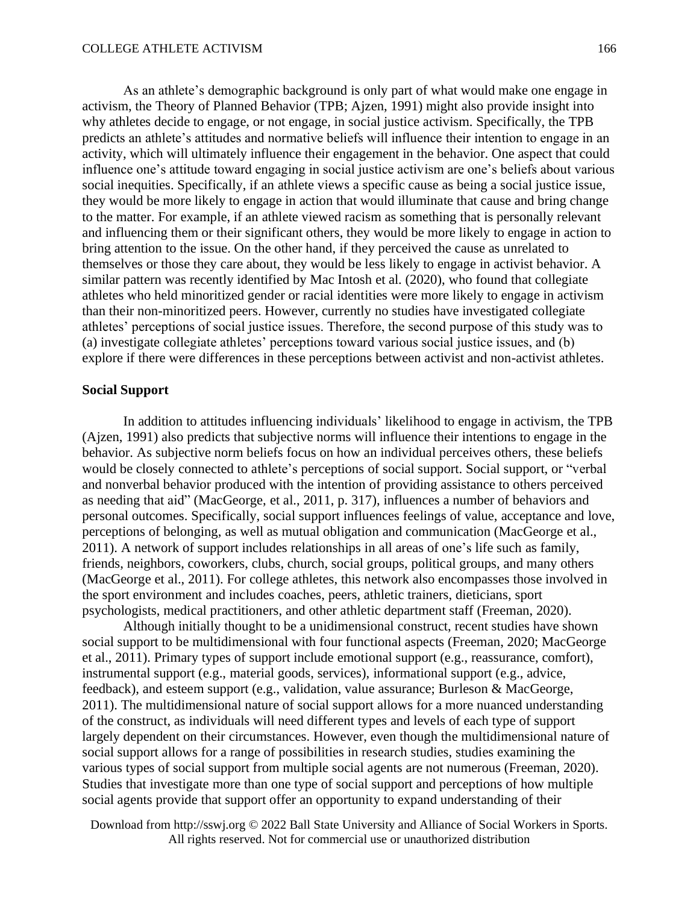As an athlete's demographic background is only part of what would make one engage in activism, the Theory of Planned Behavior (TPB; Ajzen, 1991) might also provide insight into why athletes decide to engage, or not engage, in social justice activism. Specifically, the TPB predicts an athlete's attitudes and normative beliefs will influence their intention to engage in an activity, which will ultimately influence their engagement in the behavior. One aspect that could influence one's attitude toward engaging in social justice activism are one's beliefs about various social inequities. Specifically, if an athlete views a specific cause as being a social justice issue, they would be more likely to engage in action that would illuminate that cause and bring change to the matter. For example, if an athlete viewed racism as something that is personally relevant and influencing them or their significant others, they would be more likely to engage in action to bring attention to the issue. On the other hand, if they perceived the cause as unrelated to themselves or those they care about, they would be less likely to engage in activist behavior. A similar pattern was recently identified by Mac Intosh et al. (2020), who found that collegiate athletes who held minoritized gender or racial identities were more likely to engage in activism than their non-minoritized peers. However, currently no studies have investigated collegiate athletes' perceptions of social justice issues. Therefore, the second purpose of this study was to (a) investigate collegiate athletes' perceptions toward various social justice issues, and (b) explore if there were differences in these perceptions between activist and non-activist athletes.

## Social Support

In addition to attitudes influencing individuals' likelihood to engage in activism, the TPB (Ajzen, 1991) also predicts that subjective norms will influence their intentions to engage in the behavior. As subjective norm beliefs focus on how an individual perceives others, these beliefs would be closely connected to athlete's perceptions of social support. Social support, or "verbal and nonverbal behavior produced with the intention of providing assistance to others perceived as needing that aid" (MacGeorge, et al., 2011, p. 317), influences a number of behaviors and personal outcomes. Specifically, social support influences feelings of value, acceptance and love, perceptions of belonging, as well as mutual obligation and communication (MacGeorge et al., 2011). A network of support includes relationships in all areas of one's life such as family, friends, neighbors, coworkers, clubs, church, social groups, political groups, and many others (MacGeorge et al., 2011). For college athletes, this network also encompasses those involved in the sport environment and includes coaches, peers, athletic trainers, dieticians, sport psychologists, medical practitioners, and other athletic department staff (Freeman, 2020).

Although initially thought to be a unidimensional construct, recent studies have shown social support to be multidimensional with four functional aspects (Freeman, 2020; MacGeorge et al., 2011). Primary types of support include emotional support (e.g., reassurance, comfort), instrumental support (e.g., material goods, services), informational support (e.g., advice, feedback), and esteem support (e.g., validation, value assurance; Burleson & MacGeorge, 2011). The multidimensional nature of social support allows for a more nuanced understanding of the construct, as individuals will need different types and levels of each type of support largely dependent on their circumstances. However, even though the multidimensional nature of social support allows for a range of possibilities in research studies, studies examining the various types of social support from multiple social agents are not numerous (Freeman, 2020). Studies that investigate more than one type of social support and perceptions of how multiple social agents provide that support offer an opportunity to expand understanding of their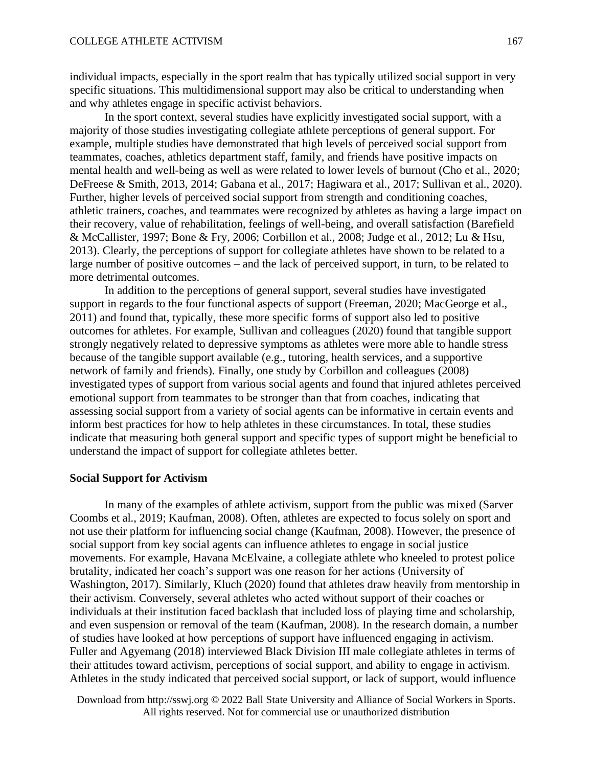individual impacts, especially in the sport realm that has typically utilized social support in very specific situations. This multidimensional support may also be critical to understanding when and why athletes engage in specific activist behaviors.

In the sport context, several studies have explicitly investigated social support, with a majority of those studies investigating collegiate athlete perceptions of general support. For example, multiple studies have demonstrated that high levels of perceived social support from teammates, coaches, athletics department staff, family, and friends have positive impacts on mental health and well-being as well as were related to lower levels of burnout (Cho et al., 2020; DeFreese & Smith, 2013, 2014; Gabana et al., 2017; Hagiwara et al., 2017; Sullivan et al., 2020). Further, higher levels of perceived social support from strength and conditioning coaches, athletic trainers, coaches, and teammates were recognized by athletes as having a large impact on their recovery, value of rehabilitation, feelings of well-being, and overall satisfaction (Barefield & McCallister, 1997; Bone & Fry, 2006; Corbillon et al., 2008; Judge et al., 2012; Lu & Hsu, 2013). Clearly, the perceptions of support for collegiate athletes have shown to be related to a large number of positive outcomes – and the lack of perceived support, in turn, to be related to more detrimental outcomes.

In addition to the perceptions of general support, several studies have investigated support in regards to the four functional aspects of support (Freeman, 2020; MacGeorge et al., 2011) and found that, typically, these more specific forms of support also led to positive outcomes for athletes. For example, Sullivan and colleagues (2020) found that tangible support strongly negatively related to depressive symptoms as athletes were more able to handle stress because of the tangible support available (e.g., tutoring, health services, and a supportive network of family and friends). Finally, one study by Corbillon and colleagues (2008) investigated types of support from various social agents and found that injured athletes perceived emotional support from teammates to be stronger than that from coaches, indicating that assessing social support from a variety of social agents can be informative in certain events and inform best practices for how to help athletes in these circumstances. In total, these studies indicate that measuring both general support and specific types of support might be beneficial to understand the impact of support for collegiate athletes better.

## Social Support for Activism

In many of the examples of athlete activism, support from the public was mixed (Sarver Coombs et al., 2019; Kaufman, 2008). Often, athletes are expected to focus solely on sport and not use their platform for influencing social change (Kaufman, 2008). However, the presence of social support from key social agents can influence athletes to engage in social justice movements. For example, Havana McElvaine, a collegiate athlete who kneeled to protest police brutality, indicated her coach's support was one reason for her actions (University of Washington, 2017). Similarly, Kluch (2020) found that athletes draw heavily from mentorship in their activism. Conversely, several athletes who acted without support of their coaches or individuals at their institution faced backlash that included loss of playing time and scholarship, and even suspension or removal of the team (Kaufman, 2008). In the research domain, a number of studies have looked at how perceptions of support have influenced engaging in activism. Fuller and Agyemang (2018) interviewed Black Division III male collegiate athletes in terms of their attitudes toward activism, perceptions of social support, and ability to engage in activism. Athletes in the study indicated that perceived social support, or lack of support, would influence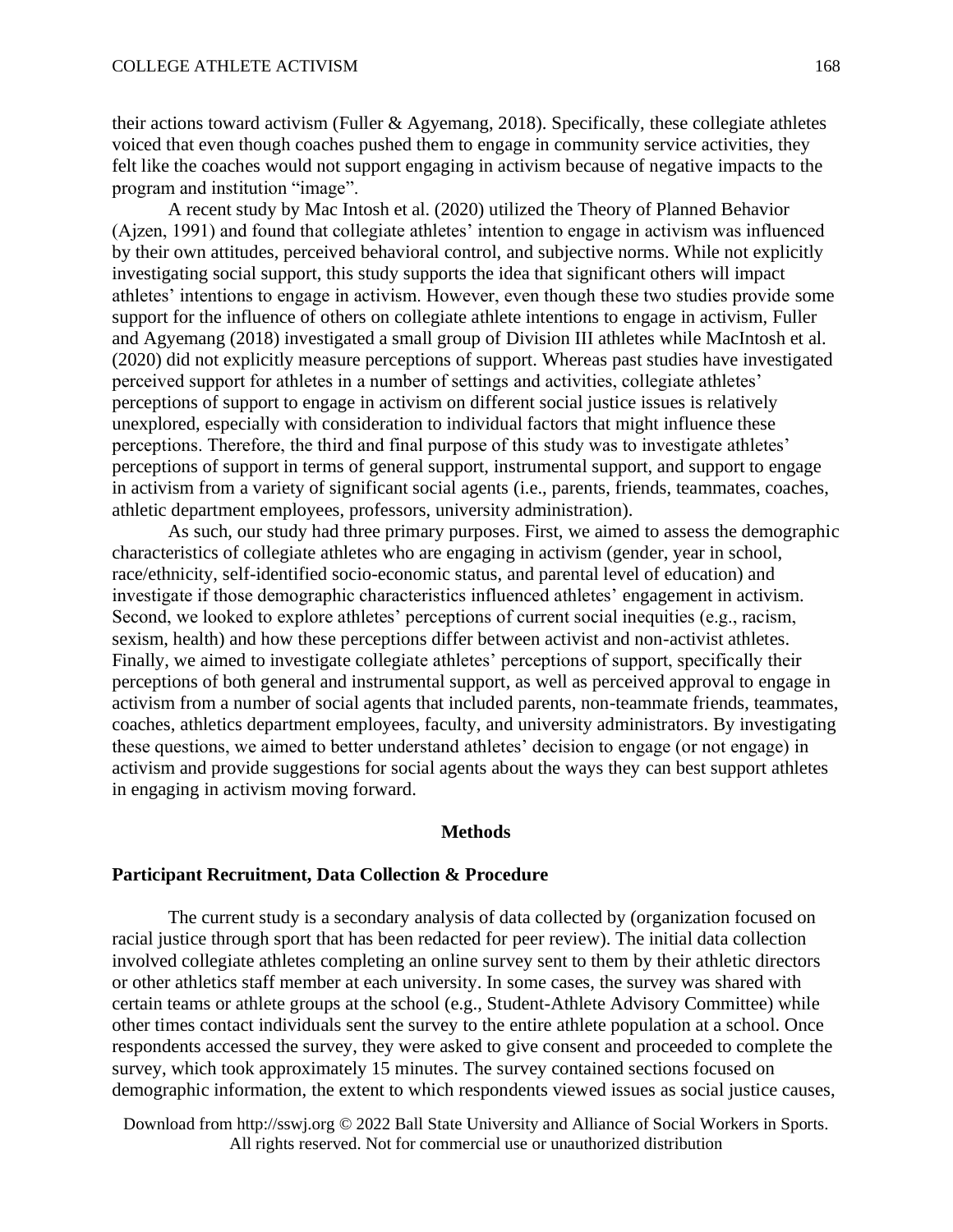their actions toward activism (Fuller & Agyemang, 2018). Specifically, these collegiate athletes voiced that even though coaches pushed them to engage in community service activities, they felt like the coaches would not support engaging in activism because of negative impacts to the program and institution "image".

A recent study by Mac Intosh et al. (2020) utilized the Theory of Planned Behavior (Ajzen, 1991) and found that collegiate athletes' intention to engage in activism was influenced by their own attitudes, perceived behavioral control, and subjective norms. While not explicitly investigating social support, this study supports the idea that significant others will impact athletes' intentions to engage in activism. However, even though these two studies provide some support for the influence of others on collegiate athlete intentions to engage in activism, Fuller and Agyemang (2018) investigated a small group of Division III athletes while MacIntosh et al. (2020) did not explicitly measure perceptions of support. Whereas past studies have investigated perceived support for athletes in a number of settings and activities, collegiate athletes' perceptions of support to engage in activism on different social justice issues is relatively unexplored, especially with consideration to individual factors that might influence these perceptions. Therefore, the third and final purpose of this study was to investigate athletes' perceptions of support in terms of general support, instrumental support, and support to engage in activism from a variety of significant social agents (i.e., parents, friends, teammates, coaches, athletic department employees, professors, university administration).

As such, our study had three primary purposes. First, we aimed to assess the demographic characteristics of collegiate athletes who are engaging in activism (gender, year in school, race/ethnicity, self-identified socio-economic status, and parental level of education) and investigate if those demographic characteristics influenced athletes' engagement in activism. Second, we looked to explore athletes' perceptions of current social inequities (e.g., racism, sexism, health) and how these perceptions differ between activist and non-activist athletes. Finally, we aimed to investigate collegiate athletes' perceptions of support, specifically their perceptions of both general and instrumental support, as well as perceived approval to engage in activism from a number of social agents that included parents, non-teammate friends, teammates, coaches, athletics department employees, faculty, and university administrators. By investigating these questions, we aimed to better understand athletes' decision to engage (or not engage) in activism and provide suggestions for social agents about the ways they can best support athletes in engaging in activism moving forward.

## Methods

### Participant Recruitment, Data Collection & Procedure

The current study is a secondary analysis of data collected by (organization focused on racial justice through sport that has been redacted for peer review). The initial data collection involved collegiate athletes completing an online survey sent to them by their athletic directors or other athletics staff member at each university. In some cases, the survey was shared with certain teams or athlete groups at the school (e.g., Student-Athlete Advisory Committee) while other times contact individuals sent the survey to the entire athlete population at a school. Once respondents accessed the survey, they were asked to give consent and proceeded to complete the survey, which took approximately 15 minutes. The survey contained sections focused on demographic information, the extent to which respondents viewed issues as social justice causes,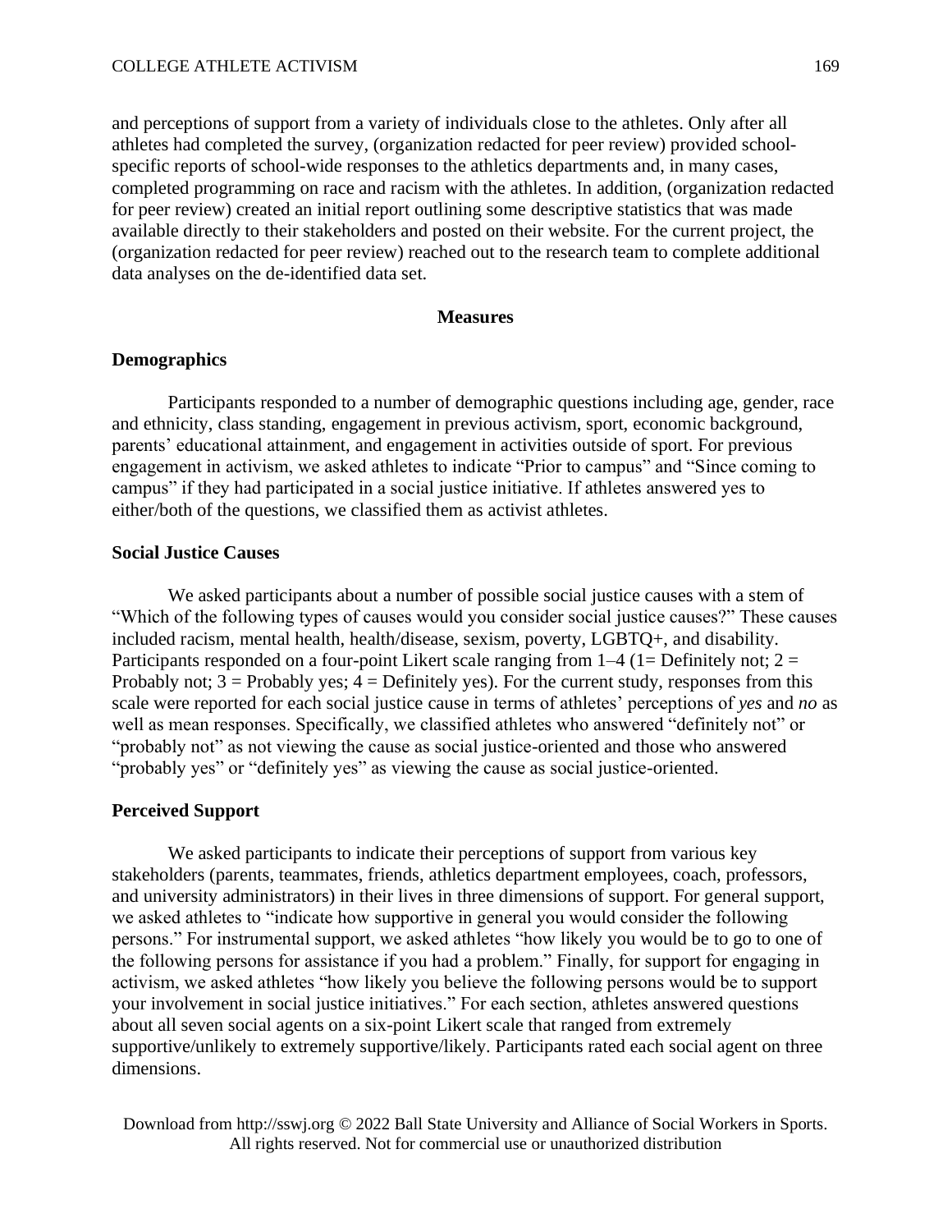and perceptions of support from a variety of individuals close to the athletes. Only after all athletes had completed the survey, (organization redacted for peer review) provided school-specific reports of school-wide responses to the athletics departments and, in many cases, completed programming on race and racism with the athletes. In addition, (organization redacted for peer review) created an initial report outlining some descriptive statistics that was made available directly to their stakeholders and posted on their website. For the current project, the (organization redacted for peer review) reached out to the research team to complete additional data analyses on the de-identified data set.

## Measures

### Demographics

Participants responded to a number of demographic questions including age, gender, race and ethnicity, class standing, engagement in previous activism, sport, economic background, parents' educational attainment, and engagement in activities outside of sport. For previous engagement in activism, we asked athletes to indicate "Prior to campus" and "Since coming to campus" if they had participated in a social justice initiative. If athletes answered yes to either/both of the questions, we classified them as activist athletes.

### Social Justice Causes

We asked participants about a number of possible social justice causes with a stem of "Which of the following types of causes would you consider social justice causes?" These causes included racism, mental health, health/disease, sexism, poverty, LGBTQ+, and disability. Participants responded on a four-point Likert scale ranging from 1–4 (1= Definitely not; 2 = Probably not; 3 = Probably yes; 4 = Definitely yes). For the current study, responses from this scale were reported for each social justice cause in terms of athletes' perceptions of *yes* and *no* as well as mean responses. Specifically, we classified athletes who answered "definitely not" or "probably not" as not viewing the cause as social justice-oriented and those who answered "probably yes" or "definitely yes" as viewing the cause as social justice-oriented.

### Perceived Support

We asked participants to indicate their perceptions of support from various key stakeholders (parents, teammates, friends, athletics department employees, coach, professors, and university administrators) in their lives in three dimensions of support. For general support, we asked athletes to "indicate how supportive in general you would consider the following persons." For instrumental support, we asked athletes "how likely you would be to go to one of the following persons for assistance if you had a problem." Finally, for support for engaging in activism, we asked athletes "how likely you believe the following persons would be to support your involvement in social justice initiatives." For each section, athletes answered questions about all seven social agents on a six-point Likert scale that ranged from extremely supportive/unlikely to extremely supportive/likely. Participants rated each social agent on three dimensions.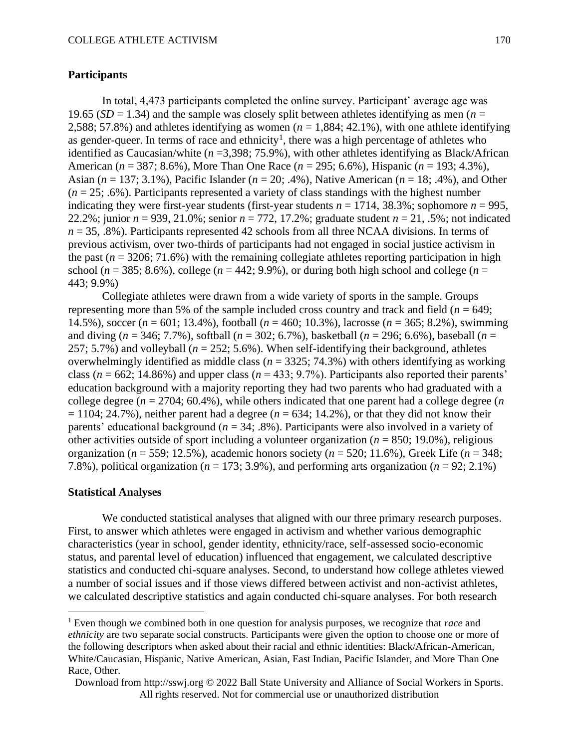## Participants

In total, 4,473 participants completed the online survey. Participant' average age was 19.65 (*SD* = 1.34) and the sample was closely split between athletes identifying as men (*n* = 2,588; 57.8%) and athletes identifying as women (*n* = 1,884; 42.1%), with one athlete identifying as gender-queer. In terms of race and ethnicity[1], there was a high percentage of athletes who identified as Caucasian/white (*n* =3,398; 75.9%), with other athletes identifying as Black/African American (*n* = 387; 8.6%), More Than One Race (*n* = 295; 6.6%), Hispanic (*n* = 193; 4.3%), Asian (*n* = 137; 3.1%), Pacific Islander (*n* = 20; .4%), Native American (*n* = 18; .4%), and Other (*n* = 25; .6%). Participants represented a variety of class standings with the highest number indicating they were first-year students (first-year students *n* = 1714, 38.3%; sophomore *n* = 995, 22.2%; junior *n* = 939, 21.0%; senior *n* = 772, 17.2%; graduate student *n* = 21, .5%; not indicated *n* = 35, .8%). Participants represented 42 schools from all three NCAA divisions. In terms of previous activism, over two-thirds of participants had not engaged in social justice activism in the past (*n* = 3206; 71.6%) with the remaining collegiate athletes reporting participation in high school (*n* = 385; 8.6%), college (*n* = 442; 9.9%), or during both high school and college (*n* = 443; 9.9%)

Collegiate athletes were drawn from a wide variety of sports in the sample. Groups representing more than 5% of the sample included cross country and track and field (*n* = 649; 14.5%), soccer (*n* = 601; 13.4%), football (*n* = 460; 10.3%), lacrosse (*n* = 365; 8.2%), swimming and diving (*n* = 346; 7.7%), softball (*n* = 302; 6.7%), basketball (*n* = 296; 6.6%), baseball (*n* = 257; 5.7%) and volleyball (*n* = 252; 5.6%). When self-identifying their background, athletes overwhelmingly identified as middle class (*n* = 3325; 74.3%) with others identifying as working class (*n* = 662; 14.86%) and upper class (*n* = 433; 9.7%). Participants also reported their parents' education background with a majority reporting they had two parents who had graduated with a college degree (*n* = 2704; 60.4%), while others indicated that one parent had a college degree (*n* = 1104; 24.7%), neither parent had a degree (*n* = 634; 14.2%), or that they did not know their parents' educational background (*n* = 34; .8%). Participants were also involved in a variety of other activities outside of sport including a volunteer organization (*n* = 850; 19.0%), religious organization (*n* = 559; 12.5%), academic honors society (*n* = 520; 11.6%), Greek Life (*n* = 348; 7.8%), political organization (*n* = 173; 3.9%), and performing arts organization (*n* = 92; 2.1%)

## Statistical Analyses

We conducted statistical analyses that aligned with our three primary research purposes. First, to answer which athletes were engaged in activism and whether various demographic characteristics (year in school, gender identity, ethnicity/race, self-assessed socio-economic status, and parental level of education) influenced that engagement, we calculated descriptive statistics and conducted chi-square analyses. Second, to understand how college athletes viewed a number of social issues and if those views differed between activist and non-activist athletes, we calculated descriptive statistics and again conducted chi-square analyses. For both research

[1] Even though we combined both in one question for analysis purposes, we recognize that *race* and *ethnicity* are two separate social constructs. Participants were given the option to choose one or more of the following descriptors when asked about their racial and ethnic identities: Black/African-American, White/Caucasian, Hispanic, Native American, Asian, East Indian, Pacific Islander, and More Than One Race, Other.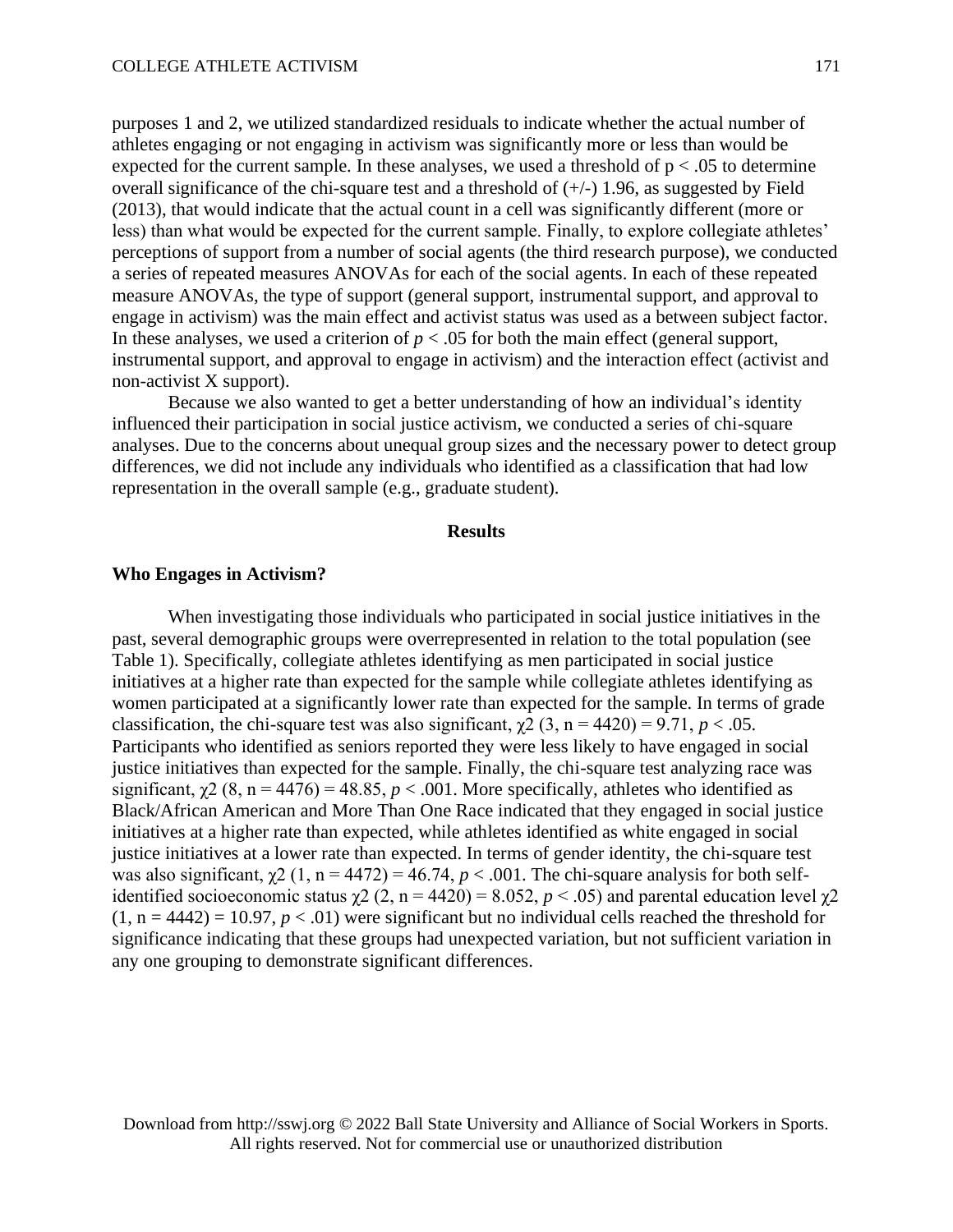purposes 1 and 2, we utilized standardized residuals to indicate whether the actual number of athletes engaging or not engaging in activism was significantly more or less than would be expected for the current sample. In these analyses, we used a threshold of $p < .05$ to determine overall significance of the chi-square test and a threshold of (+/-) 1.96, as suggested by Field (2013), that would indicate that the actual count in a cell was significantly different (more or less) than what would be expected for the current sample. Finally, to explore collegiate athletes' perceptions of support from a number of social agents (the third research purpose), we conducted a series of repeated measures ANOVAs for each of the social agents. In each of these repeated measure ANOVAs, the type of support (general support, instrumental support, and approval to engage in activism) was the main effect and activist status was used as a between subject factor. In these analyses, we used a criterion of $p < .05$ for both the main effect (general support, instrumental support, and approval to engage in activism) and the interaction effect (activist and non-activist X support).

Because we also wanted to get a better understanding of how an individual's identity influenced their participation in social justice activism, we conducted a series of chi-square analyses. Due to the concerns about unequal group sizes and the necessary power to detect group differences, we did not include any individuals who identified as a classification that had low representation in the overall sample (e.g., graduate student).

## Results

### Who Engages in Activism?

When investigating those individuals who participated in social justice initiatives in the past, several demographic groups were overrepresented in relation to the total population (see Table 1). Specifically, collegiate athletes identifying as men participated in social justice initiatives at a higher rate than expected for the sample while collegiate athletes identifying as women participated at a significantly lower rate than expected for the sample. In terms of grade classification, the chi-square test was also significant, $\chi 2$ (3, n = 4420) = 9.71, $p < .05$. Participants who identified as seniors reported they were less likely to have engaged in social justice initiatives than expected for the sample. Finally, the chi-square test analyzing race was significant, $\chi 2$ (8, n = 4476) = 48.85, $p < .001$. More specifically, athletes who identified as Black/African American and More Than One Race indicated that they engaged in social justice initiatives at a higher rate than expected, while athletes identified as white engaged in social justice initiatives at a lower rate than expected. In terms of gender identity, the chi-square test was also significant, $\chi 2$ (1, n = 4472) = 46.74, $p < .001$. The chi-square analysis for both self-identified socioeconomic status $\chi 2$ (2, n = 4420) = 8.052, $p < .05$) and parental education level $\chi 2$ (1, n = 4442) = 10.97, $p < .01$) were significant but no individual cells reached the threshold for significance indicating that these groups had unexpected variation, but not sufficient variation in any one grouping to demonstrate significant differences.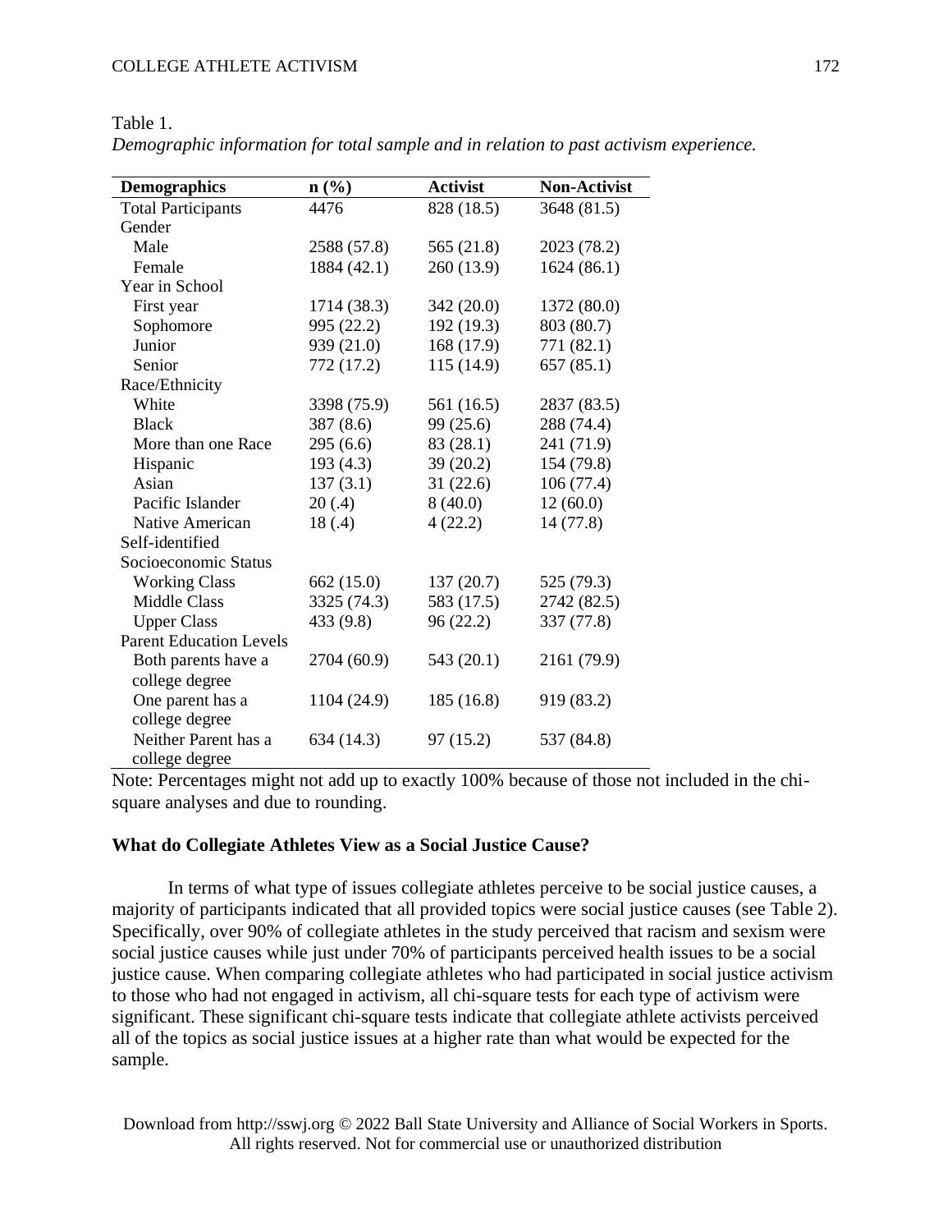Table 1.

*Demographic information for total sample and in relation to past activism experience.*

| Demographics | n (%) | Activist | Non-Activist |
|---|---|---|---|
| Total Participants | 4476 | 828 (18.5) | 3648 (81.5) |
| Gender | | | |
| Male | 2588 (57.8) | 565 (21.8) | 2023 (78.2) |
| Female | 1884 (42.1) | 260 (13.9) | 1624 (86.1) |
| Year in School | | | |
| First year | 1714 (38.3) | 342 (20.0) | 1372 (80.0) |
| Sophomore | 995 (22.2) | 192 (19.3) | 803 (80.7) |
| Junior | 939 (21.0) | 168 (17.9) | 771 (82.1) |
| Senior | 772 (17.2) | 115 (14.9) | 657 (85.1) |
| Race/Ethnicity | | | |
| White | 3398 (75.9) | 561 (16.5) | 2837 (83.5) |
| Black | 387 (8.6) | 99 (25.6) | 288 (74.4) |
| More than one Race | 295 (6.6) | 83 (28.1) | 241 (71.9) |
| Hispanic | 193 (4.3) | 39 (20.2) | 154 (79.8) |
| Asian | 137 (3.1) | 31 (22.6) | 106 (77.4) |
| Pacific Islander | 20 (.4) | 8 (40.0) | 12 (60.0) |
| Native American | 18 (.4) | 4 (22.2) | 14 (77.8) |
| Self-identified Socioeconomic Status | | | |
| Working Class | 662 (15.0) | 137 (20.7) | 525 (79.3) |
| Middle Class | 3325 (74.3) | 583 (17.5) | 2742 (82.5) |
| Upper Class | 433 (9.8) | 96 (22.2) | 337 (77.8) |
| Parent Education Levels | | | |
| Both parents have a college degree | 2704 (60.9) | 543 (20.1) | 2161 (79.9) |
| One parent has a college degree | 1104 (24.9) | 185 (16.8) | 919 (83.2) |
| Neither Parent has a college degree | 634 (14.3) | 97 (15.2) | 537 (84.8) |

Note: Percentages might not add up to exactly 100% because of those not included in the chi-square analyses and due to rounding.

### What do Collegiate Athletes View as a Social Justice Cause?

In terms of what type of issues collegiate athletes perceive to be social justice causes, a majority of participants indicated that all provided topics were social justice causes (see Table 2). Specifically, over 90% of collegiate athletes in the study perceived that racism and sexism were social justice causes while just under 70% of participants perceived health issues to be a social justice cause. When comparing collegiate athletes who had participated in social justice activism to those who had not engaged in activism, all chi-square tests for each type of activism were significant. These significant chi-square tests indicate that collegiate athlete activists perceived all of the topics as social justice issues at a higher rate than what would be expected for the sample.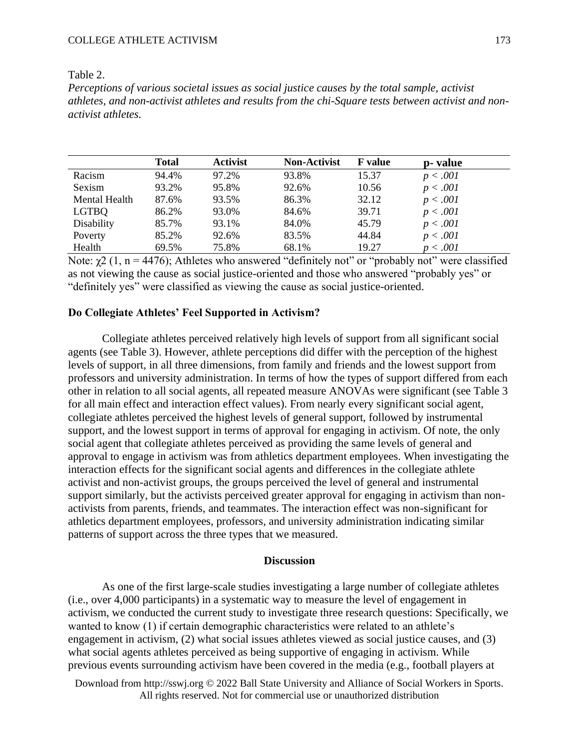Table 2.

*Perceptions of various societal issues as social justice causes by the total sample, activist athletes, and non-activist athletes and results from the chi-Square tests between activist and non-activist athletes.*

| | Total | Activist | Non-Activist | F value | p- value |
|---|---|---|---|---|---|
| Racism | 94.4% | 97.2% | 93.8% | 15.37 | $p < .001$ |
| Sexism | 93.2% | 95.8% | 92.6% | 10.56 | $p < .001$ |
| Mental Health | 87.6% | 93.5% | 86.3% | 32.12 | $p < .001$ |
| LGTBQ | 86.2% | 93.0% | 84.6% | 39.71 | $p < .001$ |
| Disability | 85.7% | 93.1% | 84.0% | 45.79 | $p < .001$ |
| Poverty | 85.2% | 92.6% | 83.5% | 44.84 | $p < .001$ |
| Health | 69.5% | 75.8% | 68.1% | 19.27 | $p < .001$ |

Note: $\chi 2$ (1, n = 4476); Athletes who answered "definitely not" or "probably not" were classified as not viewing the cause as social justice-oriented and those who answered "probably yes" or "definitely yes" were classified as viewing the cause as social justice-oriented.

**Do Collegiate Athletes' Feel Supported in Activism?**

Collegiate athletes perceived relatively high levels of support from all significant social agents (see Table 3). However, athlete perceptions did differ with the perception of the highest levels of support, in all three dimensions, from family and friends and the lowest support from professors and university administration. In terms of how the types of support differed from each other in relation to all social agents, all repeated measure ANOVAs were significant (see Table 3 for all main effect and interaction effect values). From nearly every significant social agent, collegiate athletes perceived the highest levels of general support, followed by instrumental support, and the lowest support in terms of approval for engaging in activism. Of note, the only social agent that collegiate athletes perceived as providing the same levels of general and approval to engage in activism was from athletics department employees. When investigating the interaction effects for the significant social agents and differences in the collegiate athlete activist and non-activist groups, the groups perceived the level of general and instrumental support similarly, but the activists perceived greater approval for engaging in activism than non-activists from parents, friends, and teammates. The interaction effect was non-significant for athletics department employees, professors, and university administration indicating similar patterns of support across the three types that we measured.

## Discussion

As one of the first large-scale studies investigating a large number of collegiate athletes (i.e., over 4,000 participants) in a systematic way to measure the level of engagement in activism, we conducted the current study to investigate three research questions: Specifically, we wanted to know (1) if certain demographic characteristics were related to an athlete's engagement in activism, (2) what social issues athletes viewed as social justice causes, and (3) what social agents athletes perceived as being supportive of engaging in activism. While previous events surrounding activism have been covered in the media (e.g., football players at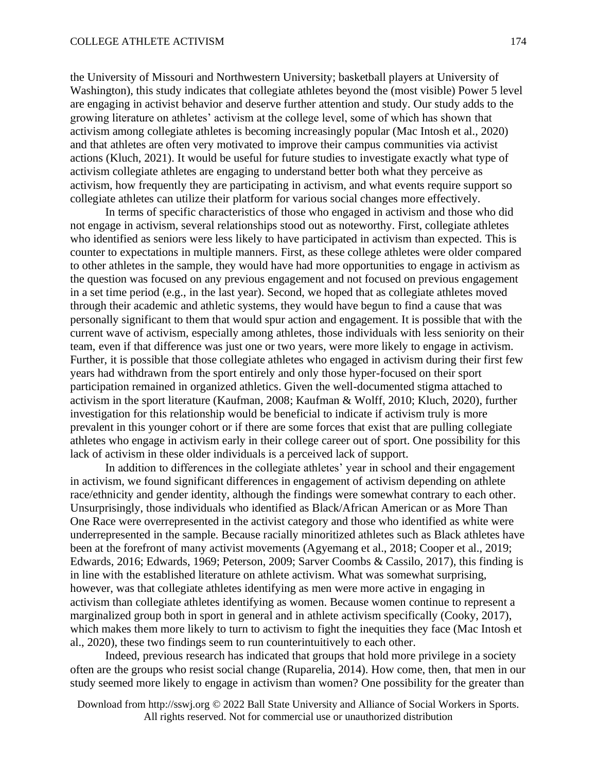the University of Missouri and Northwestern University; basketball players at University of Washington), this study indicates that collegiate athletes beyond the (most visible) Power 5 level are engaging in activist behavior and deserve further attention and study. Our study adds to the growing literature on athletes' activism at the college level, some of which has shown that activism among collegiate athletes is becoming increasingly popular (Mac Intosh et al., 2020) and that athletes are often very motivated to improve their campus communities via activist actions (Kluch, 2021). It would be useful for future studies to investigate exactly what type of activism collegiate athletes are engaging to understand better both what they perceive as activism, how frequently they are participating in activism, and what events require support so collegiate athletes can utilize their platform for various social changes more effectively.

In terms of specific characteristics of those who engaged in activism and those who did not engage in activism, several relationships stood out as noteworthy. First, collegiate athletes who identified as seniors were less likely to have participated in activism than expected. This is counter to expectations in multiple manners. First, as these college athletes were older compared to other athletes in the sample, they would have had more opportunities to engage in activism as the question was focused on any previous engagement and not focused on previous engagement in a set time period (e.g., in the last year). Second, we hoped that as collegiate athletes moved through their academic and athletic systems, they would have begun to find a cause that was personally significant to them that would spur action and engagement. It is possible that with the current wave of activism, especially among athletes, those individuals with less seniority on their team, even if that difference was just one or two years, were more likely to engage in activism. Further, it is possible that those collegiate athletes who engaged in activism during their first few years had withdrawn from the sport entirely and only those hyper-focused on their sport participation remained in organized athletics. Given the well-documented stigma attached to activism in the sport literature (Kaufman, 2008; Kaufman & Wolff, 2010; Kluch, 2020), further investigation for this relationship would be beneficial to indicate if activism truly is more prevalent in this younger cohort or if there are some forces that exist that are pulling collegiate athletes who engage in activism early in their college career out of sport. One possibility for this lack of activism in these older individuals is a perceived lack of support.

In addition to differences in the collegiate athletes' year in school and their engagement in activism, we found significant differences in engagement of activism depending on athlete race/ethnicity and gender identity, although the findings were somewhat contrary to each other. Unsurprisingly, those individuals who identified as Black/African American or as More Than One Race were overrepresented in the activist category and those who identified as white were underrepresented in the sample. Because racially minoritized athletes such as Black athletes have been at the forefront of many activist movements (Agyemang et al., 2018; Cooper et al., 2019; Edwards, 2016; Edwards, 1969; Peterson, 2009; Sarver Coombs & Cassilo, 2017), this finding is in line with the established literature on athlete activism. What was somewhat surprising, however, was that collegiate athletes identifying as men were more active in engaging in activism than collegiate athletes identifying as women. Because women continue to represent a marginalized group both in sport in general and in athlete activism specifically (Cooky, 2017), which makes them more likely to turn to activism to fight the inequities they face (Mac Intosh et al., 2020), these two findings seem to run counterintuitively to each other.

Indeed, previous research has indicated that groups that hold more privilege in a society often are the groups who resist social change (Ruparelia, 2014). How come, then, that men in our study seemed more likely to engage in activism than women? One possibility for the greater than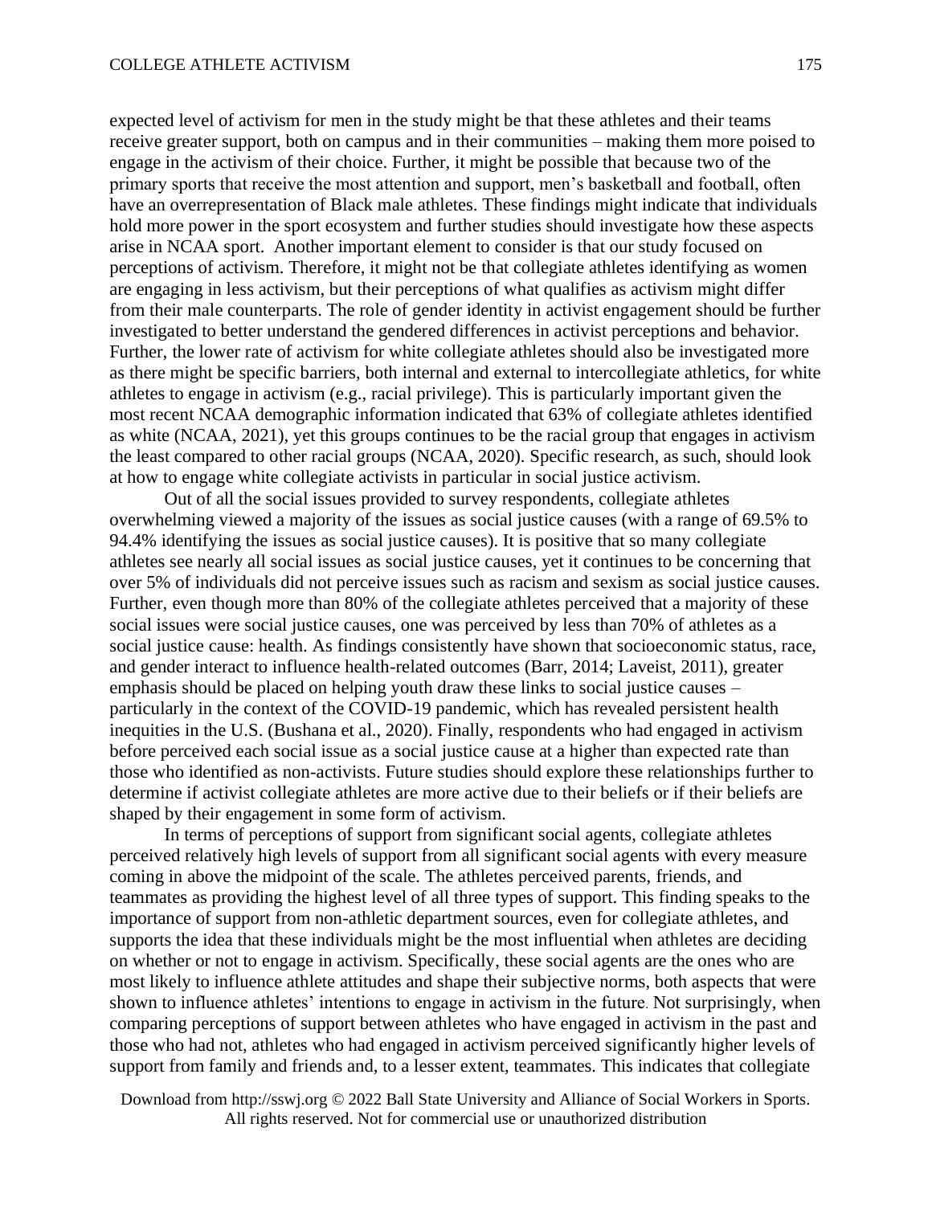expected level of activism for men in the study might be that these athletes and their teams receive greater support, both on campus and in their communities – making them more poised to engage in the activism of their choice. Further, it might be possible that because two of the primary sports that receive the most attention and support, men's basketball and football, often have an overrepresentation of Black male athletes. These findings might indicate that individuals hold more power in the sport ecosystem and further studies should investigate how these aspects arise in NCAA sport. Another important element to consider is that our study focused on perceptions of activism. Therefore, it might not be that collegiate athletes identifying as women are engaging in less activism, but their perceptions of what qualifies as activism might differ from their male counterparts. The role of gender identity in activist engagement should be further investigated to better understand the gendered differences in activist perceptions and behavior. Further, the lower rate of activism for white collegiate athletes should also be investigated more as there might be specific barriers, both internal and external to intercollegiate athletics, for white athletes to engage in activism (e.g., racial privilege). This is particularly important given the most recent NCAA demographic information indicated that 63% of collegiate athletes identified as white (NCAA, 2021), yet this groups continues to be the racial group that engages in activism the least compared to other racial groups (NCAA, 2020). Specific research, as such, should look at how to engage white collegiate activists in particular in social justice activism.

Out of all the social issues provided to survey respondents, collegiate athletes overwhelming viewed a majority of the issues as social justice causes (with a range of 69.5% to 94.4% identifying the issues as social justice causes). It is positive that so many collegiate athletes see nearly all social issues as social justice causes, yet it continues to be concerning that over 5% of individuals did not perceive issues such as racism and sexism as social justice causes. Further, even though more than 80% of the collegiate athletes perceived that a majority of these social issues were social justice causes, one was perceived by less than 70% of athletes as a social justice cause: health. As findings consistently have shown that socioeconomic status, race, and gender interact to influence health-related outcomes (Barr, 2014; Laveist, 2011), greater emphasis should be placed on helping youth draw these links to social justice causes – particularly in the context of the COVID-19 pandemic, which has revealed persistent health inequities in the U.S. (Bushana et al., 2020). Finally, respondents who had engaged in activism before perceived each social issue as a social justice cause at a higher than expected rate than those who identified as non-activists. Future studies should explore these relationships further to determine if activist collegiate athletes are more active due to their beliefs or if their beliefs are shaped by their engagement in some form of activism.

In terms of perceptions of support from significant social agents, collegiate athletes perceived relatively high levels of support from all significant social agents with every measure coming in above the midpoint of the scale. The athletes perceived parents, friends, and teammates as providing the highest level of all three types of support. This finding speaks to the importance of support from non-athletic department sources, even for collegiate athletes, and supports the idea that these individuals might be the most influential when athletes are deciding on whether or not to engage in activism. Specifically, these social agents are the ones who are most likely to influence athlete attitudes and shape their subjective norms, both aspects that were shown to influence athletes' intentions to engage in activism in the future. Not surprisingly, when comparing perceptions of support between athletes who have engaged in activism in the past and those who had not, athletes who had engaged in activism perceived significantly higher levels of support from family and friends and, to a lesser extent, teammates. This indicates that collegiate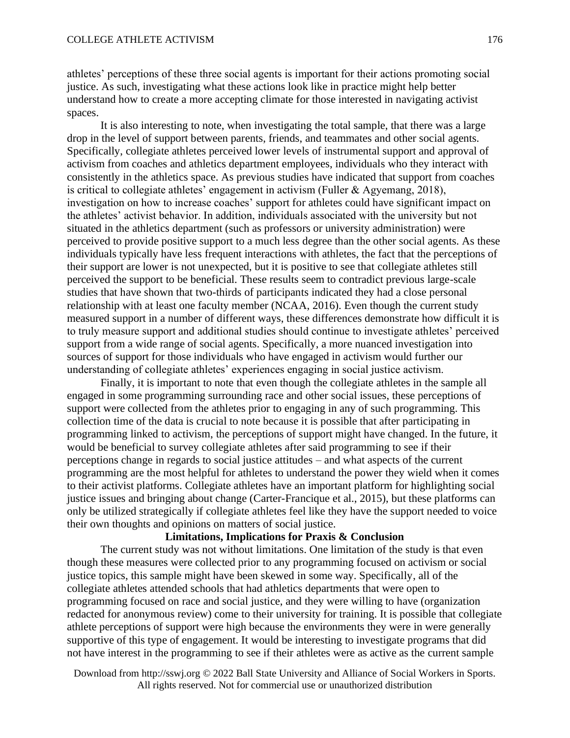athletes' perceptions of these three social agents is important for their actions promoting social justice. As such, investigating what these actions look like in practice might help better understand how to create a more accepting climate for those interested in navigating activist spaces.

It is also interesting to note, when investigating the total sample, that there was a large drop in the level of support between parents, friends, and teammates and other social agents. Specifically, collegiate athletes perceived lower levels of instrumental support and approval of activism from coaches and athletics department employees, individuals who they interact with consistently in the athletics space. As previous studies have indicated that support from coaches is critical to collegiate athletes' engagement in activism (Fuller & Agyemang, 2018), investigation on how to increase coaches' support for athletes could have significant impact on the athletes' activist behavior. In addition, individuals associated with the university but not situated in the athletics department (such as professors or university administration) were perceived to provide positive support to a much less degree than the other social agents. As these individuals typically have less frequent interactions with athletes, the fact that the perceptions of their support are lower is not unexpected, but it is positive to see that collegiate athletes still perceived the support to be beneficial. These results seem to contradict previous large-scale studies that have shown that two-thirds of participants indicated they had a close personal relationship with at least one faculty member (NCAA, 2016). Even though the current study measured support in a number of different ways, these differences demonstrate how difficult it is to truly measure support and additional studies should continue to investigate athletes' perceived support from a wide range of social agents. Specifically, a more nuanced investigation into sources of support for those individuals who have engaged in activism would further our understanding of collegiate athletes' experiences engaging in social justice activism.

Finally, it is important to note that even though the collegiate athletes in the sample all engaged in some programming surrounding race and other social issues, these perceptions of support were collected from the athletes prior to engaging in any of such programming. This collection time of the data is crucial to note because it is possible that after participating in programming linked to activism, the perceptions of support might have changed. In the future, it would be beneficial to survey collegiate athletes after said programming to see if their perceptions change in regards to social justice attitudes – and what aspects of the current programming are the most helpful for athletes to understand the power they wield when it comes to their activist platforms. Collegiate athletes have an important platform for highlighting social justice issues and bringing about change (Carter-Francique et al., 2015), but these platforms can only be utilized strategically if collegiate athletes feel like they have the support needed to voice their own thoughts and opinions on matters of social justice.

## Limitations, Implications for Praxis & Conclusion

The current study was not without limitations. One limitation of the study is that even though these measures were collected prior to any programming focused on activism or social justice topics, this sample might have been skewed in some way. Specifically, all of the collegiate athletes attended schools that had athletics departments that were open to programming focused on race and social justice, and they were willing to have (organization redacted for anonymous review) come to their university for training. It is possible that collegiate athlete perceptions of support were high because the environments they were in were generally supportive of this type of engagement. It would be interesting to investigate programs that did not have interest in the programming to see if their athletes were as active as the current sample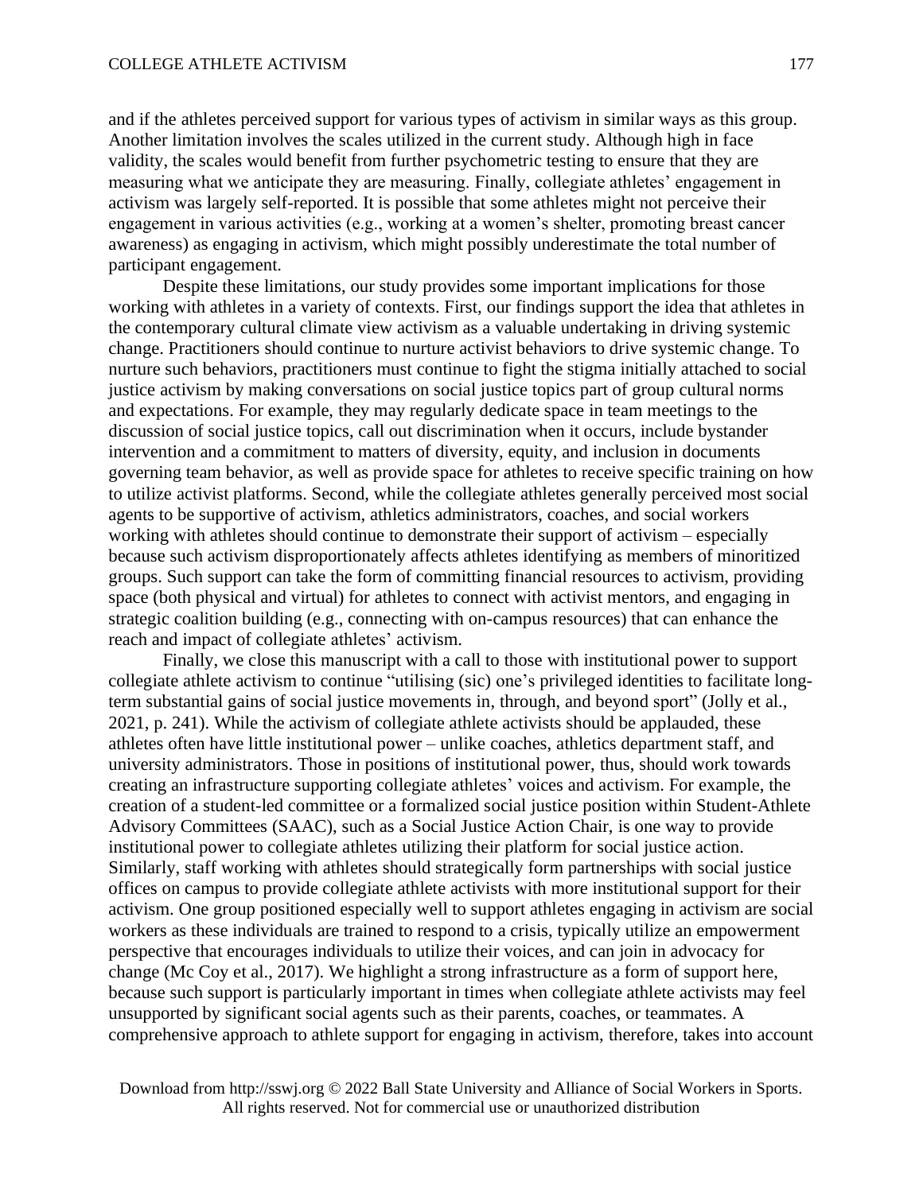and if the athletes perceived support for various types of activism in similar ways as this group. Another limitation involves the scales utilized in the current study. Although high in face validity, the scales would benefit from further psychometric testing to ensure that they are measuring what we anticipate they are measuring. Finally, collegiate athletes' engagement in activism was largely self-reported. It is possible that some athletes might not perceive their engagement in various activities (e.g., working at a women's shelter, promoting breast cancer awareness) as engaging in activism, which might possibly underestimate the total number of participant engagement.

Despite these limitations, our study provides some important implications for those working with athletes in a variety of contexts. First, our findings support the idea that athletes in the contemporary cultural climate view activism as a valuable undertaking in driving systemic change. Practitioners should continue to nurture activist behaviors to drive systemic change. To nurture such behaviors, practitioners must continue to fight the stigma initially attached to social justice activism by making conversations on social justice topics part of group cultural norms and expectations. For example, they may regularly dedicate space in team meetings to the discussion of social justice topics, call out discrimination when it occurs, include bystander intervention and a commitment to matters of diversity, equity, and inclusion in documents governing team behavior, as well as provide space for athletes to receive specific training on how to utilize activist platforms. Second, while the collegiate athletes generally perceived most social agents to be supportive of activism, athletics administrators, coaches, and social workers working with athletes should continue to demonstrate their support of activism – especially because such activism disproportionately affects athletes identifying as members of minoritized groups. Such support can take the form of committing financial resources to activism, providing space (both physical and virtual) for athletes to connect with activist mentors, and engaging in strategic coalition building (e.g., connecting with on-campus resources) that can enhance the reach and impact of collegiate athletes' activism.

Finally, we close this manuscript with a call to those with institutional power to support collegiate athlete activism to continue "utilising (sic) one's privileged identities to facilitate long-term substantial gains of social justice movements in, through, and beyond sport" (Jolly et al., 2021, p. 241). While the activism of collegiate athlete activists should be applauded, these athletes often have little institutional power – unlike coaches, athletics department staff, and university administrators. Those in positions of institutional power, thus, should work towards creating an infrastructure supporting collegiate athletes' voices and activism. For example, the creation of a student-led committee or a formalized social justice position within Student-Athlete Advisory Committees (SAAC), such as a Social Justice Action Chair, is one way to provide institutional power to collegiate athletes utilizing their platform for social justice action. Similarly, staff working with athletes should strategically form partnerships with social justice offices on campus to provide collegiate athlete activists with more institutional support for their activism. One group positioned especially well to support athletes engaging in activism are social workers as these individuals are trained to respond to a crisis, typically utilize an empowerment perspective that encourages individuals to utilize their voices, and can join in advocacy for change (Mc Coy et al., 2017). We highlight a strong infrastructure as a form of support here, because such support is particularly important in times when collegiate athlete activists may feel unsupported by significant social agents such as their parents, coaches, or teammates. A comprehensive approach to athlete support for engaging in activism, therefore, takes into account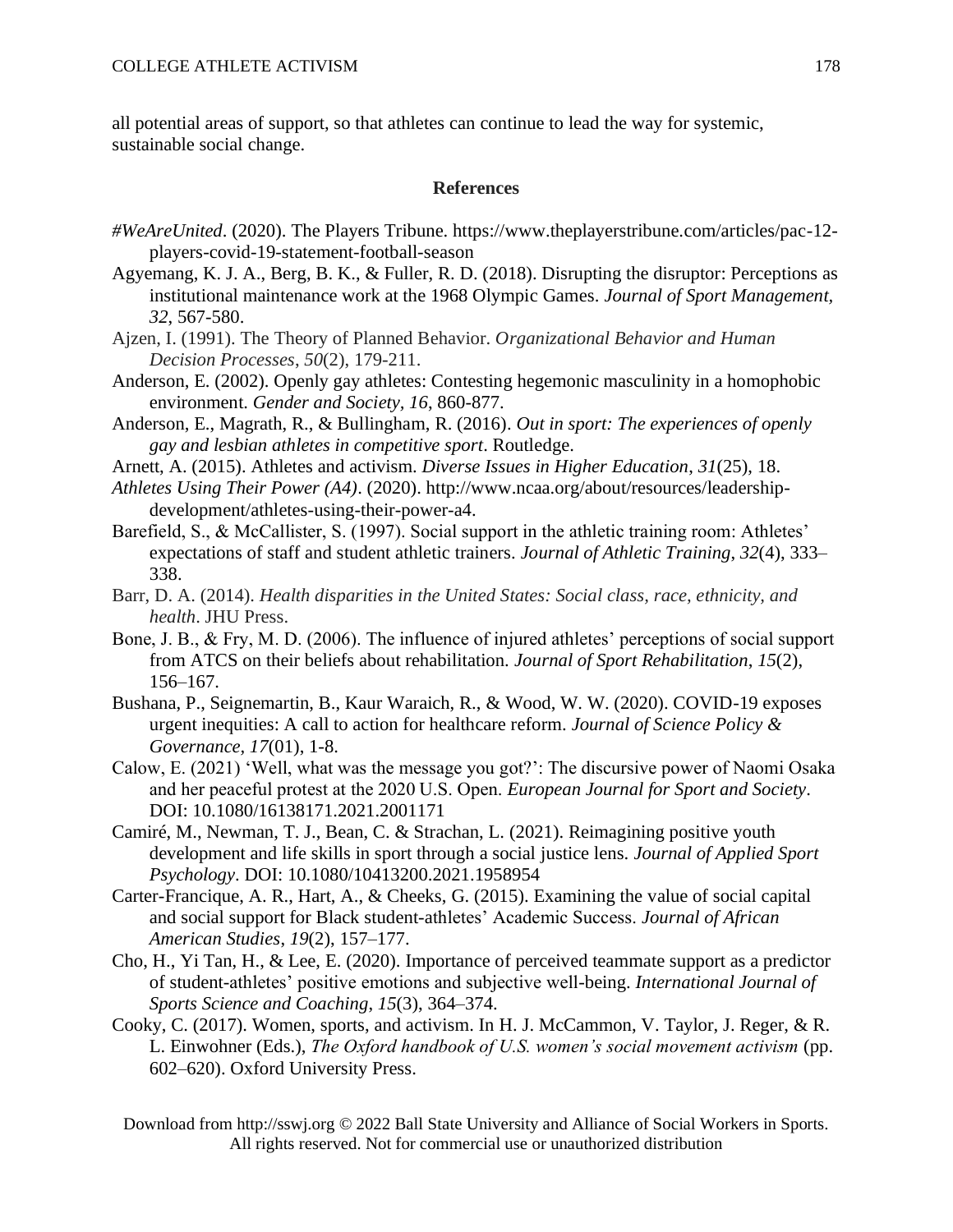all potential areas of support, so that athletes can continue to lead the way for systemic, sustainable social change.

## References

*#WeAreUnited*. (2020). The Players Tribune. https://www.theplayerstribune.com/articles/pac-12-players-covid-19-statement-football-season

Agyemang, K. J. A., Berg, B. K., & Fuller, R. D. (2018). Disrupting the disruptor: Perceptions as institutional maintenance work at the 1968 Olympic Games. *Journal of Sport Management, 32*, 567-580.

Ajzen, I. (1991). The Theory of Planned Behavior. *Organizational Behavior and Human Decision Processes*, *50*(2), 179-211.

Anderson, E. (2002). Openly gay athletes: Contesting hegemonic masculinity in a homophobic environment. *Gender and Society*, *16*, 860-877.

Anderson, E., Magrath, R., & Bullingham, R. (2016). *Out in sport: The experiences of openly gay and lesbian athletes in competitive sport*. Routledge.

Arnett, A. (2015). Athletes and activism. *Diverse Issues in Higher Education*, *31*(25), 18.

*Athletes Using Their Power (A4)*. (2020). http://www.ncaa.org/about/resources/leadership-development/athletes-using-their-power-a4.

Barefield, S., & McCallister, S. (1997). Social support in the athletic training room: Athletes' expectations of staff and student athletic trainers. *Journal of Athletic Training*, *32*(4), 333–338.

Barr, D. A. (2014). *Health disparities in the United States: Social class, race, ethnicity, and health*. JHU Press.

Bone, J. B., & Fry, M. D. (2006). The influence of injured athletes' perceptions of social support from ATCS on their beliefs about rehabilitation. *Journal of Sport Rehabilitation*, *15*(2), 156–167.

Bushana, P., Seignemartin, B., Kaur Waraich, R., & Wood, W. W. (2020). COVID-19 exposes urgent inequities: A call to action for healthcare reform. *Journal of Science Policy & Governance*, *17*(01), 1-8.

Calow, E. (2021) 'Well, what was the message you got?': The discursive power of Naomi Osaka and her peaceful protest at the 2020 U.S. Open. *European Journal for Sport and Society*. DOI: 10.1080/16138171.2021.2001171

Camiré, M., Newman, T. J., Bean, C. & Strachan, L. (2021). Reimagining positive youth development and life skills in sport through a social justice lens. *Journal of Applied Sport Psychology*. DOI: 10.1080/10413200.2021.1958954

Carter-Francique, A. R., Hart, A., & Cheeks, G. (2015). Examining the value of social capital and social support for Black student-athletes' Academic Success. *Journal of African American Studies*, *19*(2), 157–177.

Cho, H., Yi Tan, H., & Lee, E. (2020). Importance of perceived teammate support as a predictor of student-athletes' positive emotions and subjective well-being. *International Journal of Sports Science and Coaching*, *15*(3), 364–374.

Cooky, C. (2017). Women, sports, and activism. In H. J. McCammon, V. Taylor, J. Reger, & R. L. Einwohner (Eds.), *The Oxford handbook of U.S. women's social movement activism* (pp. 602–620). Oxford University Press.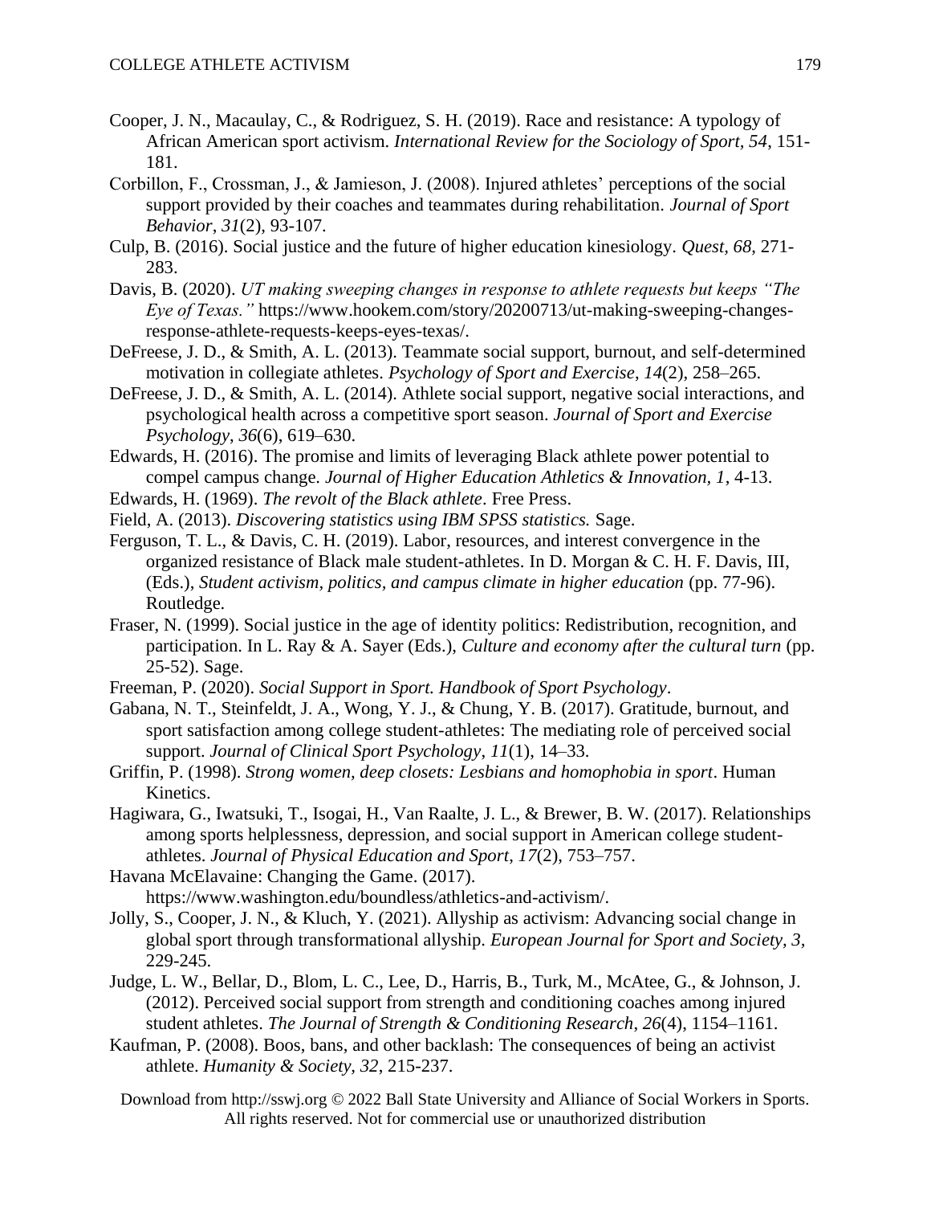Cooper, J. N., Macaulay, C., & Rodriguez, S. H. (2019). Race and resistance: A typology of African American sport activism. *International Review for the Sociology of Sport, 54*, 151-181.

Corbillon, F., Crossman, J., & Jamieson, J. (2008). Injured athletes' perceptions of the social support provided by their coaches and teammates during rehabilitation. *Journal of Sport Behavior*, *31*(2), 93-107.

Culp, B. (2016). Social justice and the future of higher education kinesiology. *Quest, 68*, 271-283.

Davis, B. (2020). *UT making sweeping changes in response to athlete requests but keeps "The Eye of Texas."* https://www.hookem.com/story/20200713/ut-making-sweeping-changes-response-athlete-requests-keeps-eyes-texas/.

DeFreese, J. D., & Smith, A. L. (2013). Teammate social support, burnout, and self-determined motivation in collegiate athletes. *Psychology of Sport and Exercise*, *14*(2), 258–265.

DeFreese, J. D., & Smith, A. L. (2014). Athlete social support, negative social interactions, and psychological health across a competitive sport season. *Journal of Sport and Exercise Psychology*, *36*(6), 619–630.

Edwards, H. (2016). The promise and limits of leveraging Black athlete power potential to compel campus change. *Journal of Higher Education Athletics & Innovation, 1*, 4-13.

Edwards, H. (1969). *The revolt of the Black athlete*. Free Press.

Field, A. (2013). *Discovering statistics using IBM SPSS statistics.* Sage.

Ferguson, T. L., & Davis, C. H. (2019). Labor, resources, and interest convergence in the organized resistance of Black male student-athletes. In D. Morgan & C. H. F. Davis, III, (Eds.), *Student activism, politics, and campus climate in higher education* (pp. 77-96). Routledge.

Fraser, N. (1999). Social justice in the age of identity politics: Redistribution, recognition, and participation. In L. Ray & A. Sayer (Eds.), *Culture and economy after the cultural turn* (pp. 25-52). Sage.

Freeman, P. (2020). *Social Support in Sport. Handbook of Sport Psychology*.

Gabana, N. T., Steinfeldt, J. A., Wong, Y. J., & Chung, Y. B. (2017). Gratitude, burnout, and sport satisfaction among college student-athletes: The mediating role of perceived social support. *Journal of Clinical Sport Psychology*, *11*(1), 14–33.

Griffin, P. (1998). *Strong women, deep closets: Lesbians and homophobia in sport*. Human Kinetics.

Hagiwara, G., Iwatsuki, T., Isogai, H., Van Raalte, J. L., & Brewer, B. W. (2017). Relationships among sports helplessness, depression, and social support in American college student-athletes. *Journal of Physical Education and Sport*, *17*(2), 753–757.

Havana McElavaine: Changing the Game. (2017). https://www.washington.edu/boundless/athletics-and-activism/.

Jolly, S., Cooper, J. N., & Kluch, Y. (2021). Allyship as activism: Advancing social change in global sport through transformational allyship. *European Journal for Sport and Society, 3,* 229-245.

Judge, L. W., Bellar, D., Blom, L. C., Lee, D., Harris, B., Turk, M., McAtee, G., & Johnson, J. (2012). Perceived social support from strength and conditioning coaches among injured student athletes. *The Journal of Strength & Conditioning Research*, *26*(4), 1154–1161.

Kaufman, P. (2008). Boos, bans, and other backlash: The consequences of being an activist athlete. *Humanity & Society, 32*, 215-237.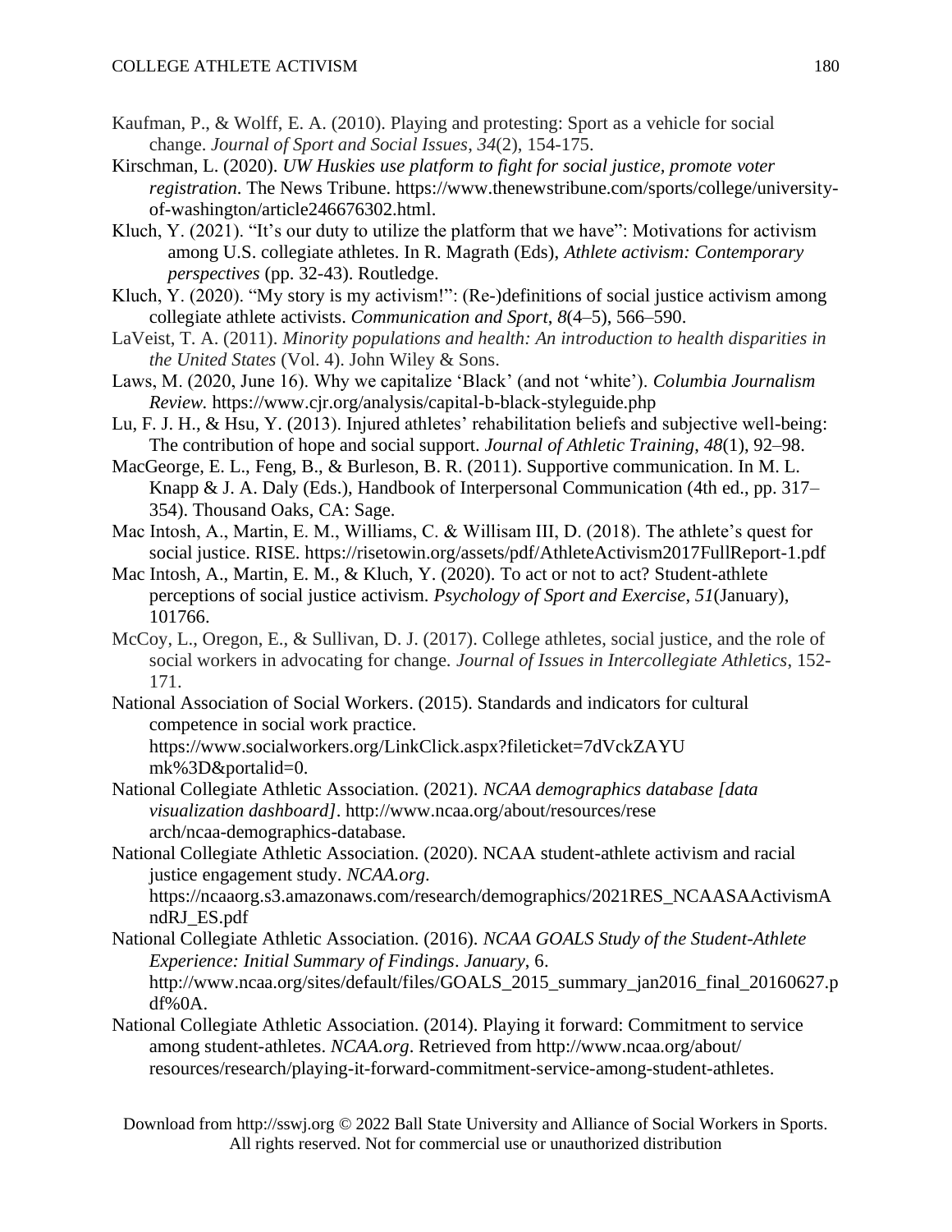Kaufman, P., & Wolff, E. A. (2010). Playing and protesting: Sport as a vehicle for social change. *Journal of Sport and Social Issues*, *34*(2), 154-175.

Kirschman, L. (2020). *UW Huskies use platform to fight for social justice, promote voter registration*. The News Tribune. https://www.thenewstribune.com/sports/college/university-of-washington/article246676302.html.

Kluch, Y. (2021). "It's our duty to utilize the platform that we have": Motivations for activism among U.S. collegiate athletes. In R. Magrath (Eds), *Athlete activism: Contemporary perspectives* (pp. 32-43). Routledge.

Kluch, Y. (2020). "My story is my activism!": (Re-)definitions of social justice activism among collegiate athlete activists. *Communication and Sport*, *8*(4–5), 566–590.

LaVeist, T. A. (2011). *Minority populations and health: An introduction to health disparities in the United States* (Vol. 4). John Wiley & Sons.

Laws, M. (2020, June 16). Why we capitalize 'Black' (and not 'white'). *Columbia Journalism Review.* https://www.cjr.org/analysis/capital-b-black-styleguide.php

Lu, F. J. H., & Hsu, Y. (2013). Injured athletes' rehabilitation beliefs and subjective well-being: The contribution of hope and social support. *Journal of Athletic Training*, *48*(1), 92–98.

MacGeorge, E. L., Feng, B., & Burleson, B. R. (2011). Supportive communication. In M. L. Knapp & J. A. Daly (Eds.), Handbook of Interpersonal Communication (4th ed., pp. 317–354). Thousand Oaks, CA: Sage.

Mac Intosh, A., Martin, E. M., Williams, C. & Willisam III, D. (2018). The athlete's quest for social justice. RISE. https://risetowin.org/assets/pdf/AthleteActivism2017FullReport-1.pdf

Mac Intosh, A., Martin, E. M., & Kluch, Y. (2020). To act or not to act? Student-athlete perceptions of social justice activism. *Psychology of Sport and Exercise*, *51*(January), 101766.

McCoy, L., Oregon, E., & Sullivan, D. J. (2017). College athletes, social justice, and the role of social workers in advocating for change. *Journal of Issues in Intercollegiate Athletics*, 152-171.

National Association of Social Workers. (2015). Standards and indicators for cultural competence in social work practice. https://www.socialworkers.org/LinkClick.aspx?fileticket=7dVckZAYU mk%3D&portalid=0.

National Collegiate Athletic Association. (2021). *NCAA demographics database [data visualization dashboard]*. http://www.ncaa.org/about/resources/rese arch/ncaa-demographics-database.

National Collegiate Athletic Association. (2020). NCAA student-athlete activism and racial justice engagement study. *NCAA.org*. https://ncaaorg.s3.amazonaws.com/research/demographics/2021RES_NCAASAActivismAndRJ_ES.pdf

National Collegiate Athletic Association. (2016). *NCAA GOALS Study of the Student-Athlete Experience: Initial Summary of Findings*. *January*, 6. http://www.ncaa.org/sites/default/files/GOALS_2015_summary_jan2016_final_20160627.pdf%0A.

National Collegiate Athletic Association. (2014). Playing it forward: Commitment to service among student-athletes. *NCAA.org*. Retrieved from http://www.ncaa.org/about/ resources/research/playing-it-forward-commitment-service-among-student-athletes.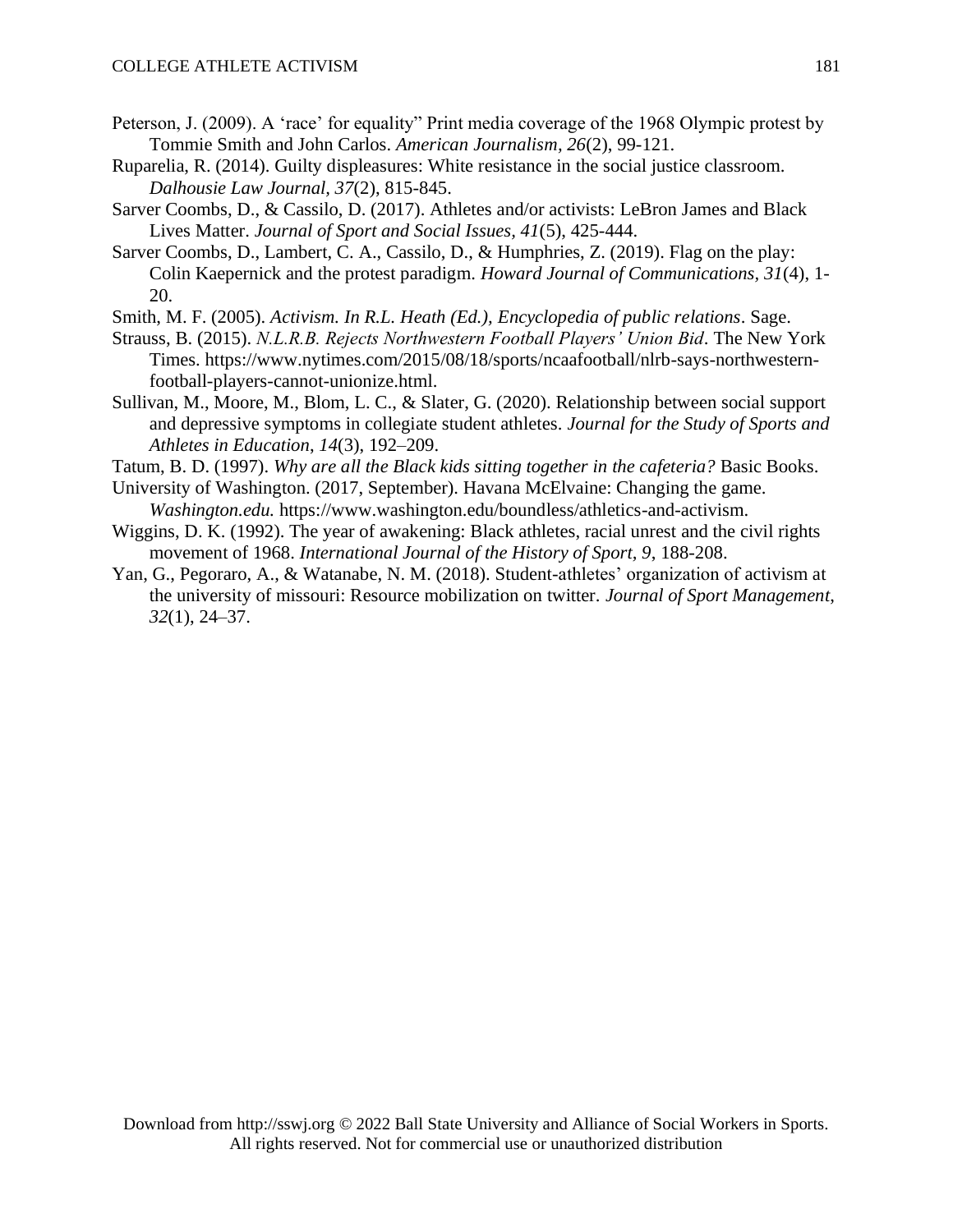Peterson, J. (2009). A 'race' for equality" Print media coverage of the 1968 Olympic protest by Tommie Smith and John Carlos. *American Journalism, 26*(2), 99-121.

Ruparelia, R. (2014). Guilty displeasures: White resistance in the social justice classroom. *Dalhousie Law Journal, 37*(2), 815-845.

Sarver Coombs, D., & Cassilo, D. (2017). Athletes and/or activists: LeBron James and Black Lives Matter. *Journal of Sport and Social Issues, 41*(5), 425-444.

Sarver Coombs, D., Lambert, C. A., Cassilo, D., & Humphries, Z. (2019). Flag on the play: Colin Kaepernick and the protest paradigm. *Howard Journal of Communications, 31*(4), 1-20.

Smith, M. F. (2005). *Activism. In R.L. Heath (Ed.), Encyclopedia of public relations*. Sage.

Strauss, B. (2015). *N.L.R.B. Rejects Northwestern Football Players' Union Bid*. The New York Times. https://www.nytimes.com/2015/08/18/sports/ncaafootball/nlrb-says-northwestern-football-players-cannot-unionize.html.

Sullivan, M., Moore, M., Blom, L. C., & Slater, G. (2020). Relationship between social support and depressive symptoms in collegiate student athletes. *Journal for the Study of Sports and Athletes in Education, 14*(3), 192–209.

Tatum, B. D. (1997). *Why are all the Black kids sitting together in the cafeteria?* Basic Books.

University of Washington. (2017, September). Havana McElvaine: Changing the game. *Washington.edu.* https://www.washington.edu/boundless/athletics-and-activism.

Wiggins, D. K. (1992). The year of awakening: Black athletes, racial unrest and the civil rights movement of 1968. *International Journal of the History of Sport, 9*, 188-208.

Yan, G., Pegoraro, A., & Watanabe, N. M. (2018). Student-athletes' organization of activism at the university of missouri: Resource mobilization on twitter. *Journal of Sport Management*, *32*(1), 24–37.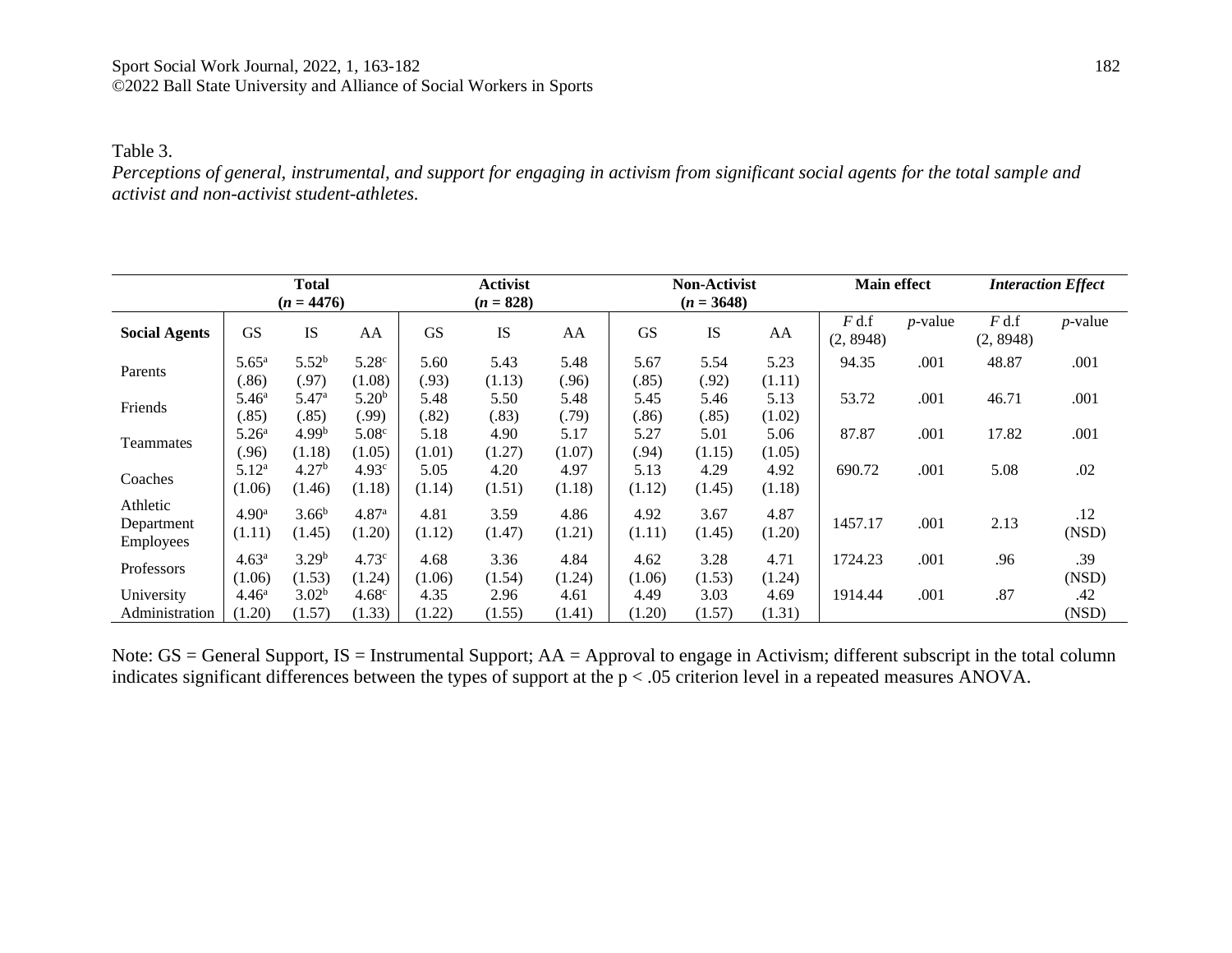Table 3.

*Perceptions of general, instrumental, and support for engaging in activism from significant social agents for the total sample and activist and non-activist student-athletes.*

| | **Total** ($n$ = 4476) | | | **Activist** ($n$ = 828) | | | **Non-Activist** ($n$ = 3648) | | | **Main effect** | | ***Interaction Effect*** | |
|---|---|---|---|---|---|---|---|---|---|---|---|---|---|
| **Social Agents** | GS | IS | AA | GS | IS | AA | GS | IS | AA | $F$ d.f (2, 8948) | $p$-value | $F$ d.f (2, 8948) | $p$-value |
| Parents | 5.65[a] (.86) | 5.52[b] (.97) | 5.28[c] (1.08) | 5.60 (.93) | 5.43 (1.13) | 5.48 (.96) | 5.67 (.85) | 5.54 (.92) | 5.23 (1.11) | 94.35 | .001 | 48.87 | .001 |
| Friends | 5.46[a] (.85) | 5.47[a] (.85) | 5.20[b] (.99) | 5.48 (.82) | 5.50 (.83) | 5.48 (.79) | 5.45 (.86) | 5.46 (.85) | 5.13 (1.02) | 53.72 | .001 | 46.71 | .001 |
| Teammates | 5.26[a] (.96) | 4.99[b] (1.18) | 5.08[c] (1.05) | 5.18 (1.01) | 4.90 (1.27) | 5.17 (1.07) | 5.27 (.94) | 5.01 (1.15) | 5.06 (1.05) | 87.87 | .001 | 17.82 | .001 |
| Coaches | 5.12[a] (1.06) | 4.27[b] (1.46) | 4.93[c] (1.18) | 5.05 (1.14) | 4.20 (1.51) | 4.97 (1.18) | 5.13 (1.12) | 4.29 (1.45) | 4.92 (1.18) | 690.72 | .001 | 5.08 | .02 |
| Athletic Department Employees | 4.90[a] (1.11) | 3.66[b] (1.45) | 4.87[a] (1.20) | 4.81 (1.12) | 3.59 (1.47) | 4.86 (1.21) | 4.92 (1.11) | 3.67 (1.45) | 4.87 (1.20) | 1457.17 | .001 | 2.13 | .12 (NSD) |
| Professors | 4.63[a] (1.06) | 3.29[b] (1.53) | 4.73[c] (1.24) | 4.68 (1.06) | 3.36 (1.54) | 4.84 (1.24) | 4.62 (1.06) | 3.28 (1.53) | 4.71 (1.24) | 1724.23 | .001 | .96 | .39 (NSD) |
| University Administration | 4.46[a] (1.20) | 3.02[b] (1.57) | 4.68[c] (1.33) | 4.35 (1.22) | 2.96 (1.55) | 4.61 (1.41) | 4.49 (1.20) | 3.03 (1.57) | 4.69 (1.31) | 1914.44 | .001 | .87 | .42 (NSD) |

Note: GS = General Support, IS = Instrumental Support; AA = Approval to engage in Activism; different subscript in the total column indicates significant differences between the types of support at the $p < .05$ criterion level in a repeated measures ANOVA.